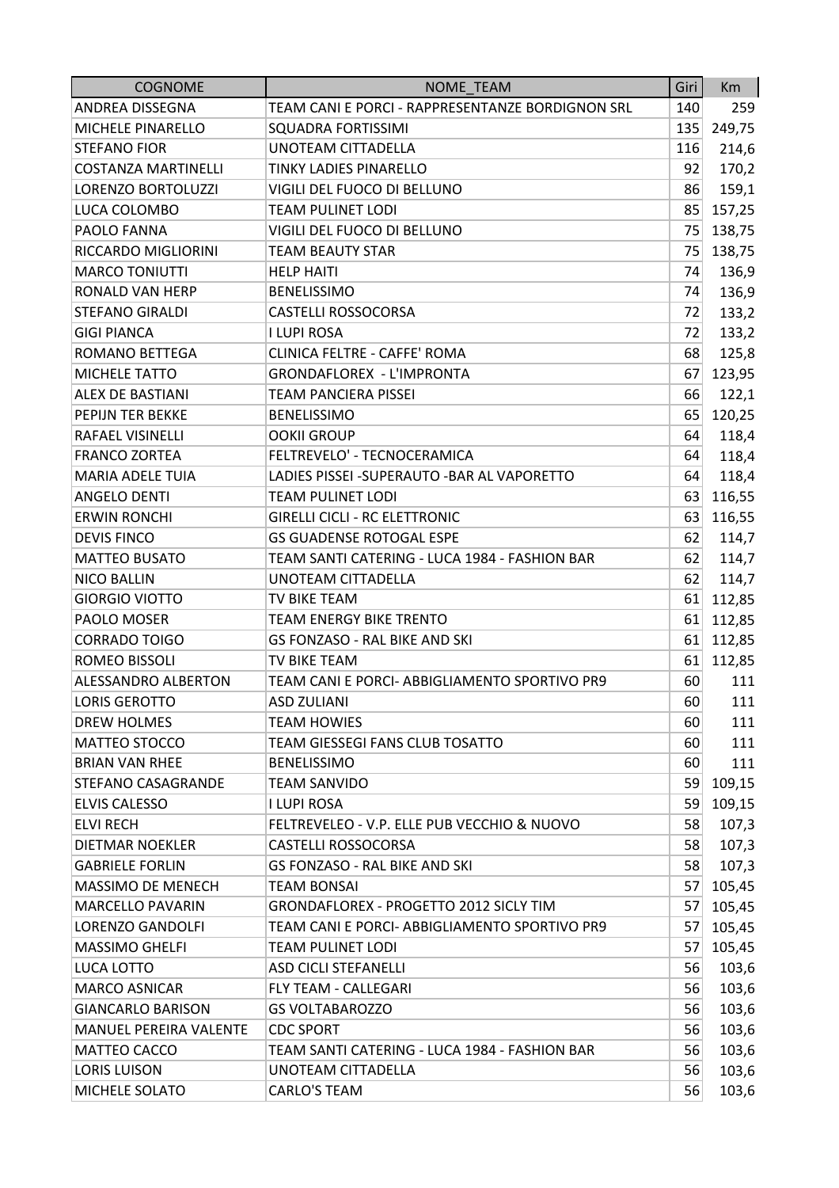| COGNOME | NOME_TEAM | Giri | Km |
|---|---|---|---|
| ANDREA DISSEGNA | TEAM CANI E PORCI - RAPPRESENTANZE BORDIGNON SRL | 140 | 259 |
| MICHELE PINARELLO | SQUADRA FORTISSIMI | 135 | 249,75 |
| STEFANO FIOR | UNOTEAM CITTADELLA | 116 | 214,6 |
| COSTANZA MARTINELLI | TINKY LADIES PINARELLO | 92 | 170,2 |
| LORENZO BORTOLUZZI | VIGILI DEL FUOCO DI BELLUNO | 86 | 159,1 |
| LUCA COLOMBO | TEAM PULINET LODI | 85 | 157,25 |
| PAOLO FANNA | VIGILI DEL FUOCO DI BELLUNO | 75 | 138,75 |
| RICCARDO MIGLIORINI | TEAM BEAUTY STAR | 75 | 138,75 |
| MARCO TONIUTTI | HELP HAITI | 74 | 136,9 |
| RONALD VAN HERP | BENELISSIMO | 74 | 136,9 |
| STEFANO GIRALDI | CASTELLI ROSSOCORSA | 72 | 133,2 |
| GIGI PIANCA | I LUPI ROSA | 72 | 133,2 |
| ROMANO BETTEGA | CLINICA FELTRE - CAFFE' ROMA | 68 | 125,8 |
| MICHELE TATTO | GRONDAFLOREX - L'IMPRONTA | 67 | 123,95 |
| ALEX DE BASTIANI | TEAM PANCIERA PISSEI | 66 | 122,1 |
| PEPIJN TER BEKKE | BENELISSIMO | 65 | 120,25 |
| RAFAEL VISINELLI | OOKII GROUP | 64 | 118,4 |
| FRANCO ZORTEA | FELTREVELO' - TECNOCERAMICA | 64 | 118,4 |
| MARIA ADELE TUIA | LADIES PISSEI -SUPERAUTO -BAR AL VAPORETTO | 64 | 118,4 |
| ANGELO DENTI | TEAM PULINET LODI | 63 | 116,55 |
| ERWIN RONCHI | GIRELLI CICLI - RC ELETTRONIC | 63 | 116,55 |
| DEVIS FINCO | GS GUADENSE ROTOGAL ESPE | 62 | 114,7 |
| MATTEO BUSATO | TEAM SANTI CATERING - LUCA 1984 - FASHION BAR | 62 | 114,7 |
| NICO BALLIN | UNOTEAM CITTADELLA | 62 | 114,7 |
| GIORGIO VIOTTO | TV BIKE TEAM | 61 | 112,85 |
| PAOLO MOSER | TEAM ENERGY BIKE TRENTO | 61 | 112,85 |
| CORRADO TOIGO | GS FONZASO - RAL BIKE AND SKI | 61 | 112,85 |
| ROMEO BISSOLI | TV BIKE TEAM | 61 | 112,85 |
| ALESSANDRO ALBERTON | TEAM CANI E PORCI- ABBIGLIAMENTO SPORTIVO PR9 | 60 | 111 |
| LORIS GEROTTO | ASD ZULIANI | 60 | 111 |
| DREW HOLMES | TEAM HOWIES | 60 | 111 |
| MATTEO STOCCO | TEAM GIESSEGI FANS CLUB TOSATTO | 60 | 111 |
| BRIAN VAN RHEE | BENELISSIMO | 60 | 111 |
| STEFANO CASAGRANDE | TEAM SANVIDO | 59 | 109,15 |
| ELVIS CALESSO | I LUPI ROSA | 59 | 109,15 |
| ELVI RECH | FELTREVELEO - V.P. ELLE PUB VECCHIO & NUOVO | 58 | 107,3 |
| DIETMAR NOEKLER | CASTELLI ROSSOCORSA | 58 | 107,3 |
| GABRIELE FORLIN | GS FONZASO - RAL BIKE AND SKI | 58 | 107,3 |
| MASSIMO DE MENECH | TEAM BONSAI | 57 | 105,45 |
| MARCELLO PAVARIN | GRONDAFLOREX - PROGETTO 2012 SICLY TIM | 57 | 105,45 |
| LORENZO GANDOLFI | TEAM CANI E PORCI- ABBIGLIAMENTO SPORTIVO PR9 | 57 | 105,45 |
| MASSIMO GHELFI | TEAM PULINET LODI | 57 | 105,45 |
| LUCA LOTTO | ASD CICLI STEFANELLI | 56 | 103,6 |
| MARCO ASNICAR | FLY TEAM - CALLEGARI | 56 | 103,6 |
| GIANCARLO BARISON | GS VOLTABAROZZO | 56 | 103,6 |
| MANUEL PEREIRA VALENTE | CDC SPORT | 56 | 103,6 |
| MATTEO CACCO | TEAM SANTI CATERING - LUCA 1984 - FASHION BAR | 56 | 103,6 |
| LORIS LUISON | UNOTEAM CITTADELLA | 56 | 103,6 |
| MICHELE SOLATO | CARLO'S TEAM | 56 | 103,6 |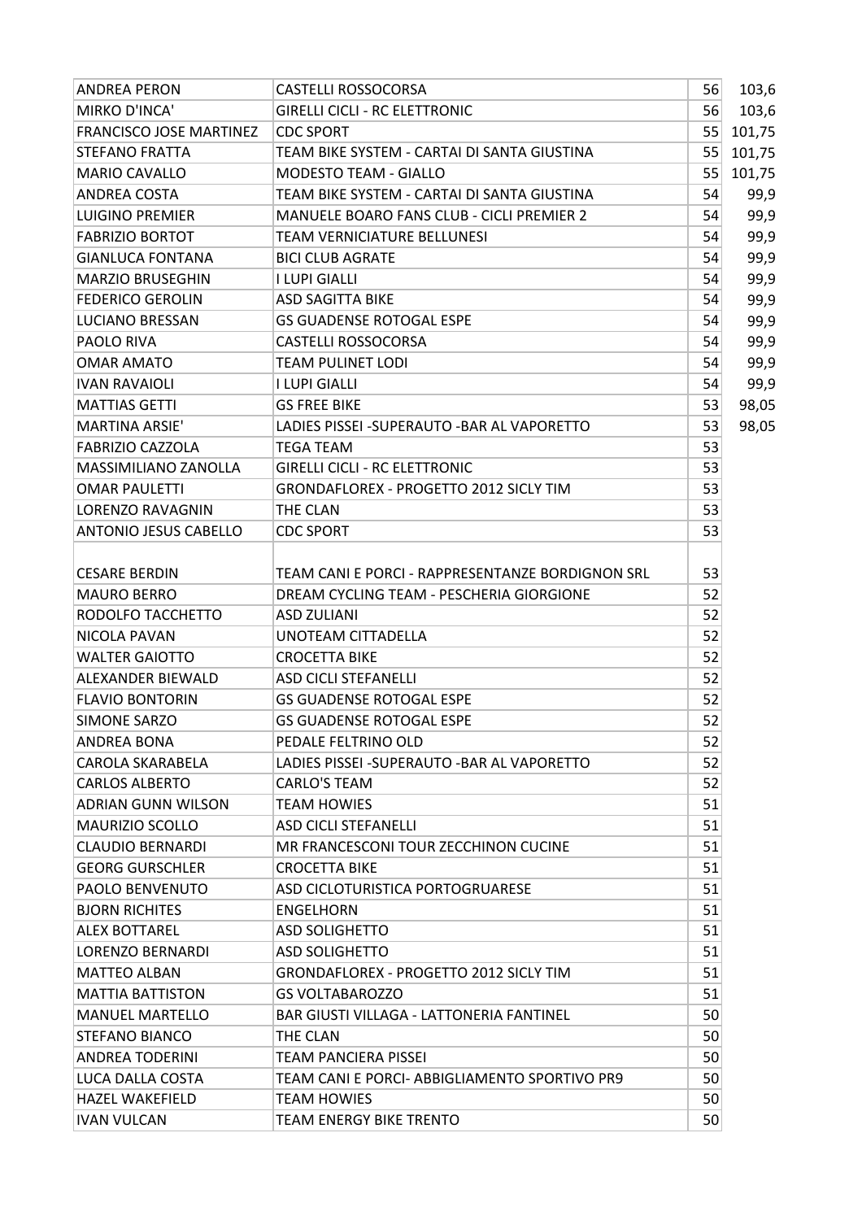| | | | |
|---|---|---|---|
| ANDREA PERON | CASTELLI ROSSOCORSA | 56 | 103,6 |
| MIRKO D'INCA' | GIRELLI CICLI - RC ELETTRONIC | 56 | 103,6 |
| FRANCISCO JOSE MARTINEZ | CDC SPORT | 55 | 101,75 |
| STEFANO FRATTA | TEAM BIKE SYSTEM - CARTAI DI SANTA GIUSTINA | 55 | 101,75 |
| MARIO CAVALLO | MODESTO TEAM - GIALLO | 55 | 101,75 |
| ANDREA COSTA | TEAM BIKE SYSTEM - CARTAI DI SANTA GIUSTINA | 54 | 99,9 |
| LUIGINO PREMIER | MANUELE BOARO FANS CLUB - CICLI PREMIER 2 | 54 | 99,9 |
| FABRIZIO BORTOT | TEAM VERNICIATURE BELLUNESI | 54 | 99,9 |
| GIANLUCA FONTANA | BICI CLUB AGRATE | 54 | 99,9 |
| MARZIO BRUSEGHIN | I LUPI GIALLI | 54 | 99,9 |
| FEDERICO GEROLIN | ASD SAGITTA BIKE | 54 | 99,9 |
| LUCIANO BRESSAN | GS GUADENSE ROTOGAL ESPE | 54 | 99,9 |
| PAOLO RIVA | CASTELLI ROSSOCORSA | 54 | 99,9 |
| OMAR AMATO | TEAM PULINET LODI | 54 | 99,9 |
| IVAN RAVAIOLI | I LUPI GIALLI | 54 | 99,9 |
| MATTIAS GETTI | GS FREE BIKE | 53 | 98,05 |
| MARTINA ARSIE' | LADIES PISSEI -SUPERAUTO -BAR AL VAPORETTO | 53 | 98,05 |
| FABRIZIO CAZZOLA | TEGA TEAM | 53 | |
| MASSIMILIANO ZANOLLA | GIRELLI CICLI - RC ELETTRONIC | 53 | |
| OMAR PAULETTI | GRONDAFLOREX - PROGETTO 2012 SICLY TIM | 53 | |
| LORENZO RAVAGNIN | THE CLAN | 53 | |
| ANTONIO JESUS CABELLO | CDC SPORT | 53 | |
| CESARE BERDIN | TEAM CANI E PORCI - RAPPRESENTANZE BORDIGNON SRL | 53 | |
| MAURO BERRO | DREAM CYCLING TEAM - PESCHERIA GIORGIONE | 52 | |
| RODOLFO TACCHETTO | ASD ZULIANI | 52 | |
| NICOLA PAVAN | UNOTEAM CITTADELLA | 52 | |
| WALTER GAIOTTO | CROCETTA BIKE | 52 | |
| ALEXANDER BIEWALD | ASD CICLI STEFANELLI | 52 | |
| FLAVIO BONTORIN | GS GUADENSE ROTOGAL ESPE | 52 | |
| SIMONE SARZO | GS GUADENSE ROTOGAL ESPE | 52 | |
| ANDREA BONA | PEDALE FELTRINO OLD | 52 | |
| CAROLA SKARABELA | LADIES PISSEI -SUPERAUTO -BAR AL VAPORETTO | 52 | |
| CARLOS ALBERTO | CARLO'S TEAM | 52 | |
| ADRIAN GUNN WILSON | TEAM HOWIES | 51 | |
| MAURIZIO SCOLLO | ASD CICLI STEFANELLI | 51 | |
| CLAUDIO BERNARDI | MR FRANCESCONI TOUR ZECCHINON CUCINE | 51 | |
| GEORG GURSCHLER | CROCETTA BIKE | 51 | |
| PAOLO BENVENUTO | ASD CICLOTURISTICA PORTOGRUARESE | 51 | |
| BJORN RICHITES | ENGELHORN | 51 | |
| ALEX BOTTAREL | ASD SOLIGHETTO | 51 | |
| LORENZO BERNARDI | ASD SOLIGHETTO | 51 | |
| MATTEO ALBAN | GRONDAFLOREX - PROGETTO 2012 SICLY TIM | 51 | |
| MATTIA BATTISTON | GS VOLTABAROZZO | 51 | |
| MANUEL MARTELLO | BAR GIUSTI VILLAGA - LATTONERIA FANTINEL | 50 | |
| STEFANO BIANCO | THE CLAN | 50 | |
| ANDREA TODERINI | TEAM PANCIERA PISSEI | 50 | |
| LUCA DALLA COSTA | TEAM CANI E PORCI- ABBIGLIAMENTO SPORTIVO PR9 | 50 | |
| HAZEL WAKEFIELD | TEAM HOWIES | 50 | |
| IVAN VULCAN | TEAM ENERGY BIKE TRENTO | 50 | |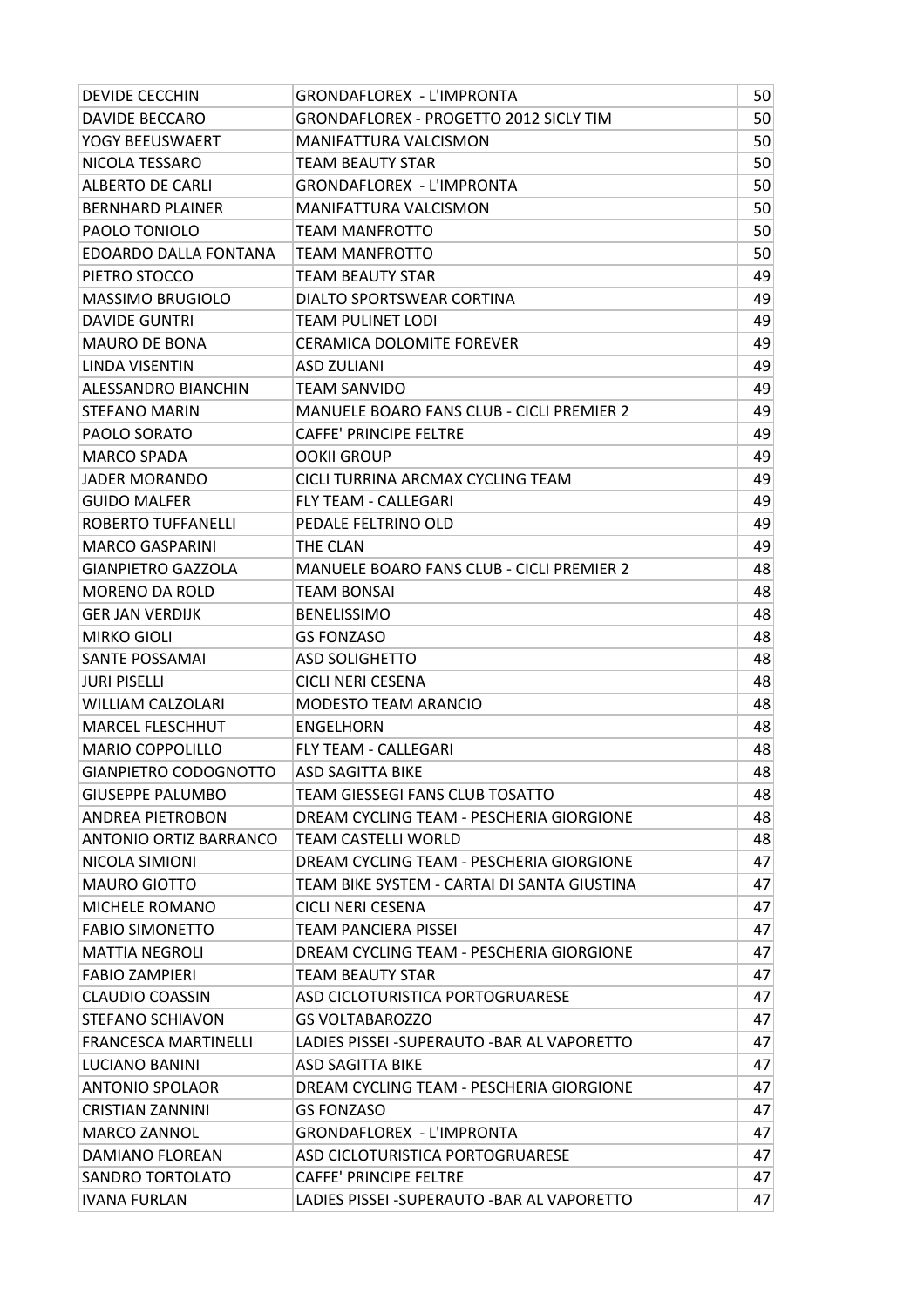| | | |
|---|---|---|
| DEVIDE CECCHIN | GRONDAFLOREX - L'IMPRONTA | 50 |
| DAVIDE BECCARO | GRONDAFLOREX - PROGETTO 2012 SICLY TIM | 50 |
| YOGY BEEUSWAERT | MANIFATTURA VALCISMON | 50 |
| NICOLA TESSARO | TEAM BEAUTY STAR | 50 |
| ALBERTO DE CARLI | GRONDAFLOREX - L'IMPRONTA | 50 |
| BERNHARD PLAINER | MANIFATTURA VALCISMON | 50 |
| PAOLO TONIOLO | TEAM MANFROTTO | 50 |
| EDOARDO DALLA FONTANA | TEAM MANFROTTO | 50 |
| PIETRO STOCCO | TEAM BEAUTY STAR | 49 |
| MASSIMO BRUGIOLO | DIALTO SPORTSWEAR CORTINA | 49 |
| DAVIDE GUNTRI | TEAM PULINET LODI | 49 |
| MAURO DE BONA | CERAMICA DOLOMITE FOREVER | 49 |
| LINDA VISENTIN | ASD ZULIANI | 49 |
| ALESSANDRO BIANCHIN | TEAM SANVIDO | 49 |
| STEFANO MARIN | MANUELE BOARO FANS CLUB - CICLI PREMIER 2 | 49 |
| PAOLO SORATO | CAFFE' PRINCIPE FELTRE | 49 |
| MARCO SPADA | OOKII GROUP | 49 |
| JADER MORANDO | CICLI TURRINA ARCMAX CYCLING TEAM | 49 |
| GUIDO MALFER | FLY TEAM - CALLEGARI | 49 |
| ROBERTO TUFFANELLI | PEDALE FELTRINO OLD | 49 |
| MARCO GASPARINI | THE CLAN | 49 |
| GIANPIETRO GAZZOLA | MANUELE BOARO FANS CLUB - CICLI PREMIER 2 | 48 |
| MORENO DA ROLD | TEAM BONSAI | 48 |
| GER JAN VERDIJK | BENELISSIMO | 48 |
| MIRKO GIOLI | GS FONZASO | 48 |
| SANTE POSSAMAI | ASD SOLIGHETTO | 48 |
| JURI PISELLI | CICLI NERI CESENA | 48 |
| WILLIAM CALZOLARI | MODESTO TEAM ARANCIO | 48 |
| MARCEL FLESCHHUT | ENGELHORN | 48 |
| MARIO COPPOLILLO | FLY TEAM - CALLEGARI | 48 |
| GIANPIETRO CODOGNOTTO | ASD SAGITTA BIKE | 48 |
| GIUSEPPE PALUMBO | TEAM GIESSEGI FANS CLUB TOSATTO | 48 |
| ANDREA PIETROBON | DREAM CYCLING TEAM - PESCHERIA GIORGIONE | 48 |
| ANTONIO ORTIZ BARRANCO | TEAM CASTELLI WORLD | 48 |
| NICOLA SIMIONI | DREAM CYCLING TEAM - PESCHERIA GIORGIONE | 47 |
| MAURO GIOTTO | TEAM BIKE SYSTEM - CARTAI DI SANTA GIUSTINA | 47 |
| MICHELE ROMANO | CICLI NERI CESENA | 47 |
| FABIO SIMONETTO | TEAM PANCIERA PISSEI | 47 |
| MATTIA NEGROLI | DREAM CYCLING TEAM - PESCHERIA GIORGIONE | 47 |
| FABIO ZAMPIERI | TEAM BEAUTY STAR | 47 |
| CLAUDIO COASSIN | ASD CICLOTURISTICA PORTOGRUARESE | 47 |
| STEFANO SCHIAVON | GS VOLTABAROZZO | 47 |
| FRANCESCA MARTINELLI | LADIES PISSEI -SUPERAUTO -BAR AL VAPORETTO | 47 |
| LUCIANO BANINI | ASD SAGITTA BIKE | 47 |
| ANTONIO SPOLAOR | DREAM CYCLING TEAM - PESCHERIA GIORGIONE | 47 |
| CRISTIAN ZANNINI | GS FONZASO | 47 |
| MARCO ZANNOL | GRONDAFLOREX - L'IMPRONTA | 47 |
| DAMIANO FLOREAN | ASD CICLOTURISTICA PORTOGRUARESE | 47 |
| SANDRO TORTOLATO | CAFFE' PRINCIPE FELTRE | 47 |
| IVANA FURLAN | LADIES PISSEI -SUPERAUTO -BAR AL VAPORETTO | 47 |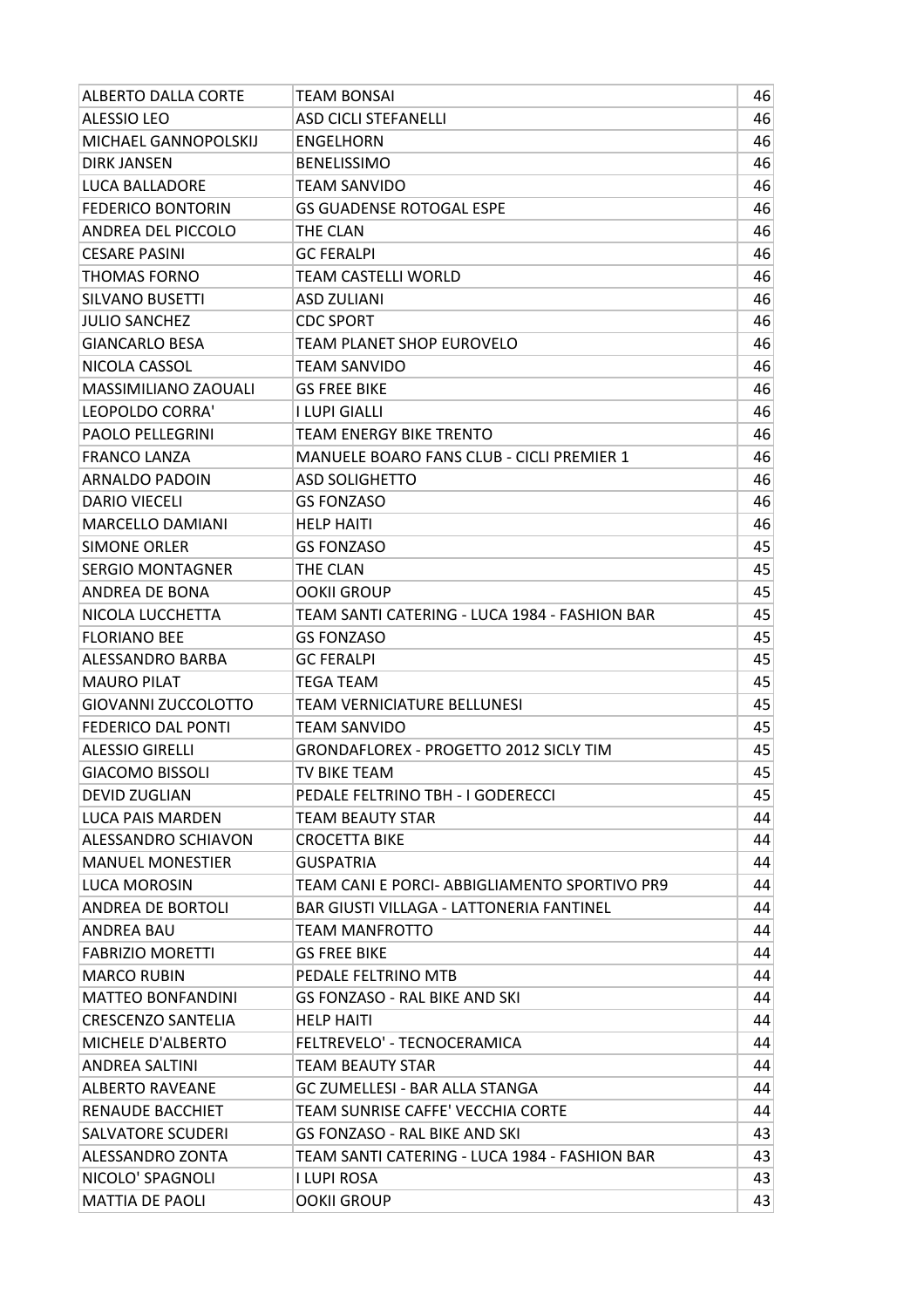| ALBERTO DALLA CORTE | TEAM BONSAI | 46 |
|---|---|---|
| ALESSIO LEO | ASD CICLI STEFANELLI | 46 |
| MICHAEL GANNOPOLSKIJ | ENGELHORN | 46 |
| DIRK JANSEN | BENELISSIMO | 46 |
| LUCA BALLADORE | TEAM SANVIDO | 46 |
| FEDERICO BONTORIN | GS GUADENSE ROTOGAL ESPE | 46 |
| ANDREA DEL PICCOLO | THE CLAN | 46 |
| CESARE PASINI | GC FERALPI | 46 |
| THOMAS FORNO | TEAM CASTELLI WORLD | 46 |
| SILVANO BUSETTI | ASD ZULIANI | 46 |
| JULIO SANCHEZ | CDC SPORT | 46 |
| GIANCARLO BESA | TEAM PLANET SHOP EUROVELO | 46 |
| NICOLA CASSOL | TEAM SANVIDO | 46 |
| MASSIMILIANO ZAOUALI | GS FREE BIKE | 46 |
| LEOPOLDO CORRA' | I LUPI GIALLI | 46 |
| PAOLO PELLEGRINI | TEAM ENERGY BIKE TRENTO | 46 |
| FRANCO LANZA | MANUELE BOARO FANS CLUB - CICLI PREMIER 1 | 46 |
| ARNALDO PADOIN | ASD SOLIGHETTO | 46 |
| DARIO VIECELI | GS FONZASO | 46 |
| MARCELLO DAMIANI | HELP HAITI | 46 |
| SIMONE ORLER | GS FONZASO | 45 |
| SERGIO MONTAGNER | THE CLAN | 45 |
| ANDREA DE BONA | OOKII GROUP | 45 |
| NICOLA LUCCHETTA | TEAM SANTI CATERING - LUCA 1984 - FASHION BAR | 45 |
| FLORIANO BEE | GS FONZASO | 45 |
| ALESSANDRO BARBA | GC FERALPI | 45 |
| MAURO PILAT | TEGA TEAM | 45 |
| GIOVANNI ZUCCOLOTTO | TEAM VERNICIATURE BELLUNESI | 45 |
| FEDERICO DAL PONTI | TEAM SANVIDO | 45 |
| ALESSIO GIRELLI | GRONDAFLOREX - PROGETTO 2012 SICLY TIM | 45 |
| GIACOMO BISSOLI | TV BIKE TEAM | 45 |
| DEVID ZUGLIAN | PEDALE FELTRINO TBH - I GODERECCI | 45 |
| LUCA PAIS MARDEN | TEAM BEAUTY STAR | 44 |
| ALESSANDRO SCHIAVON | CROCETTA BIKE | 44 |
| MANUEL MONESTIER | GUSPATRIA | 44 |
| LUCA MOROSIN | TEAM CANI E PORCI- ABBIGLIAMENTO SPORTIVO PR9 | 44 |
| ANDREA DE BORTOLI | BAR GIUSTI VILLAGA - LATTONERIA FANTINEL | 44 |
| ANDREA BAU | TEAM MANFROTTO | 44 |
| FABRIZIO MORETTI | GS FREE BIKE | 44 |
| MARCO RUBIN | PEDALE FELTRINO MTB | 44 |
| MATTEO BONFANDINI | GS FONZASO - RAL BIKE AND SKI | 44 |
| CRESCENZO SANTELIA | HELP HAITI | 44 |
| MICHELE D'ALBERTO | FELTREVELO' - TECNOCERAMICA | 44 |
| ANDREA SALTINI | TEAM BEAUTY STAR | 44 |
| ALBERTO RAVEANE | GC ZUMELLESI - BAR ALLA STANGA | 44 |
| RENAUDE BACCHIET | TEAM SUNRISE CAFFE' VECCHIA CORTE | 44 |
| SALVATORE SCUDERI | GS FONZASO - RAL BIKE AND SKI | 43 |
| ALESSANDRO ZONTA | TEAM SANTI CATERING - LUCA 1984 - FASHION BAR | 43 |
| NICOLO' SPAGNOLI | I LUPI ROSA | 43 |
| MATTIA DE PAOLI | OOKII GROUP | 43 |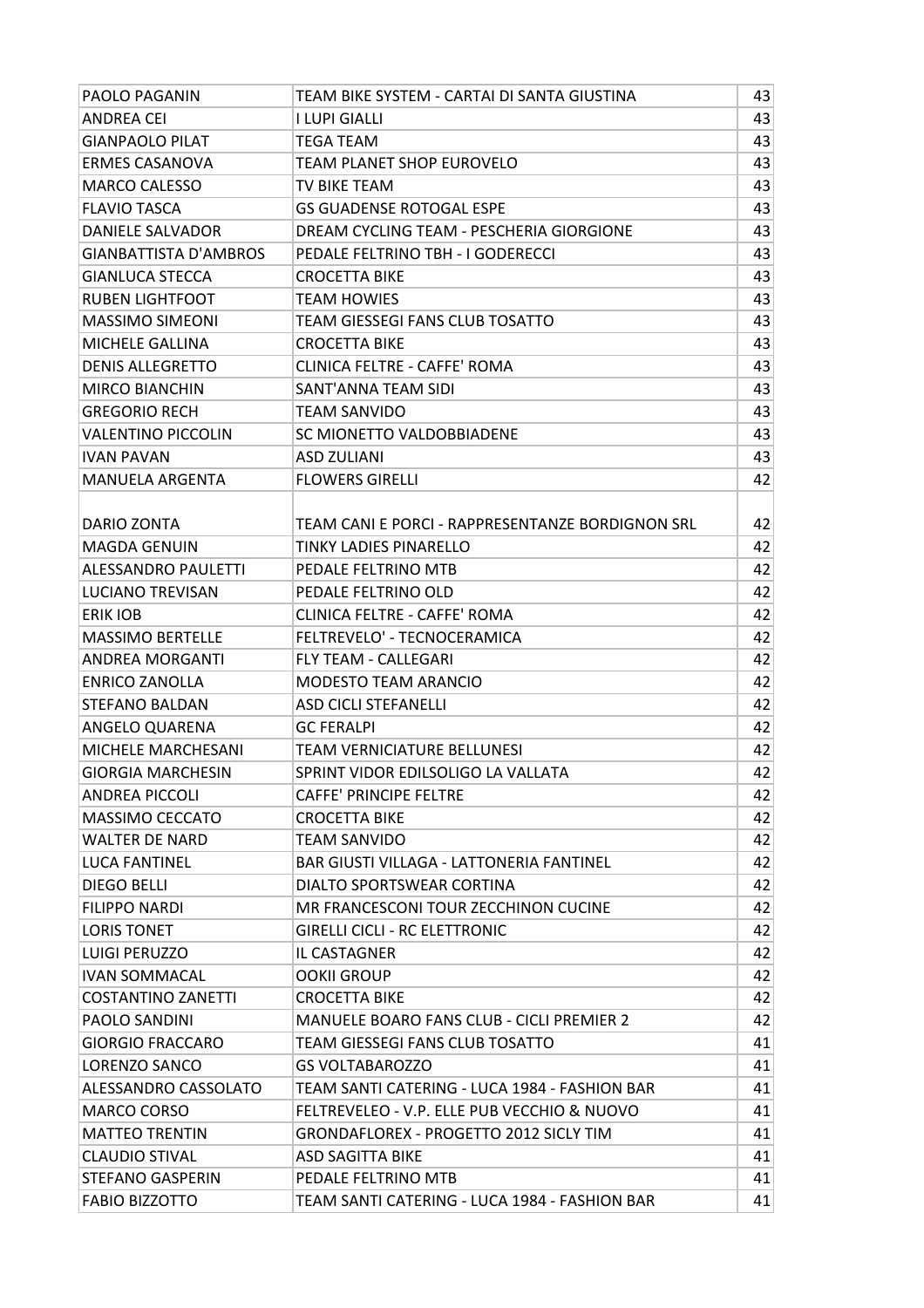| PAOLO PAGANIN | TEAM BIKE SYSTEM - CARTAI DI SANTA GIUSTINA | 43 |
|---|---|---|
| ANDREA CEI | I LUPI GIALLI | 43 |
| GIANPAOLO PILAT | TEGA TEAM | 43 |
| ERMES CASANOVA | TEAM PLANET SHOP EUROVELO | 43 |
| MARCO CALESSO | TV BIKE TEAM | 43 |
| FLAVIO TASCA | GS GUADENSE ROTOGAL ESPE | 43 |
| DANIELE SALVADOR | DREAM CYCLING TEAM - PESCHERIA GIORGIONE | 43 |
| GIANBATTISTA D'AMBROS | PEDALE FELTRINO TBH - I GODERECCI | 43 |
| GIANLUCA STECCA | CROCETTA BIKE | 43 |
| RUBEN LIGHTFOOT | TEAM HOWIES | 43 |
| MASSIMO SIMEONI | TEAM GIESSEGI FANS CLUB TOSATTO | 43 |
| MICHELE GALLINA | CROCETTA BIKE | 43 |
| DENIS ALLEGRETTO | CLINICA FELTRE - CAFFE' ROMA | 43 |
| MIRCO BIANCHIN | SANT'ANNA TEAM SIDI | 43 |
| GREGORIO RECH | TEAM SANVIDO | 43 |
| VALENTINO PICCOLIN | SC MIONETTO VALDOBBIADENE | 43 |
| IVAN PAVAN | ASD ZULIANI | 43 |
| MANUELA ARGENTA | FLOWERS GIRELLI | 42 |
| DARIO ZONTA | TEAM CANI E PORCI - RAPPRESENTANZE BORDIGNON SRL | 42 |
| MAGDA GENUIN | TINKY LADIES PINARELLO | 42 |
| ALESSANDRO PAULETTI | PEDALE FELTRINO MTB | 42 |
| LUCIANO TREVISAN | PEDALE FELTRINO OLD | 42 |
| ERIK IOB | CLINICA FELTRE - CAFFE' ROMA | 42 |
| MASSIMO BERTELLE | FELTREVELO' - TECNOCERAMICA | 42 |
| ANDREA MORGANTI | FLY TEAM - CALLEGARI | 42 |
| ENRICO ZANOLLA | MODESTO TEAM ARANCIO | 42 |
| STEFANO BALDAN | ASD CICLI STEFANELLI | 42 |
| ANGELO QUARENA | GC FERALPI | 42 |
| MICHELE MARCHESANI | TEAM VERNICIATURE BELLUNESI | 42 |
| GIORGIA MARCHESIN | SPRINT VIDOR EDILSOLIGO LA VALLATA | 42 |
| ANDREA PICCOLI | CAFFE' PRINCIPE FELTRE | 42 |
| MASSIMO CECCATO | CROCETTA BIKE | 42 |
| WALTER DE NARD | TEAM SANVIDO | 42 |
| LUCA FANTINEL | BAR GIUSTI VILLAGA - LATTONERIA FANTINEL | 42 |
| DIEGO BELLI | DIALTO SPORTSWEAR CORTINA | 42 |
| FILIPPO NARDI | MR FRANCESCONI TOUR ZECCHINON CUCINE | 42 |
| LORIS TONET | GIRELLI CICLI - RC ELETTRONIC | 42 |
| LUIGI PERUZZO | IL CASTAGNER | 42 |
| IVAN SOMMACAL | OOKII GROUP | 42 |
| COSTANTINO ZANETTI | CROCETTA BIKE | 42 |
| PAOLO SANDINI | MANUELE BOARO FANS CLUB - CICLI PREMIER 2 | 42 |
| GIORGIO FRACCARO | TEAM GIESSEGI FANS CLUB TOSATTO | 41 |
| LORENZO SANCO | GS VOLTABAROZZO | 41 |
| ALESSANDRO CASSOLATO | TEAM SANTI CATERING - LUCA 1984 - FASHION BAR | 41 |
| MARCO CORSO | FELTREVELEO - V.P. ELLE PUB VECCHIO & NUOVO | 41 |
| MATTEO TRENTIN | GRONDAFLOREX - PROGETTO 2012 SICLY TIM | 41 |
| CLAUDIO STIVAL | ASD SAGITTA BIKE | 41 |
| STEFANO GASPERIN | PEDALE FELTRINO MTB | 41 |
| FABIO BIZZOTTO | TEAM SANTI CATERING - LUCA 1984 - FASHION BAR | 41 |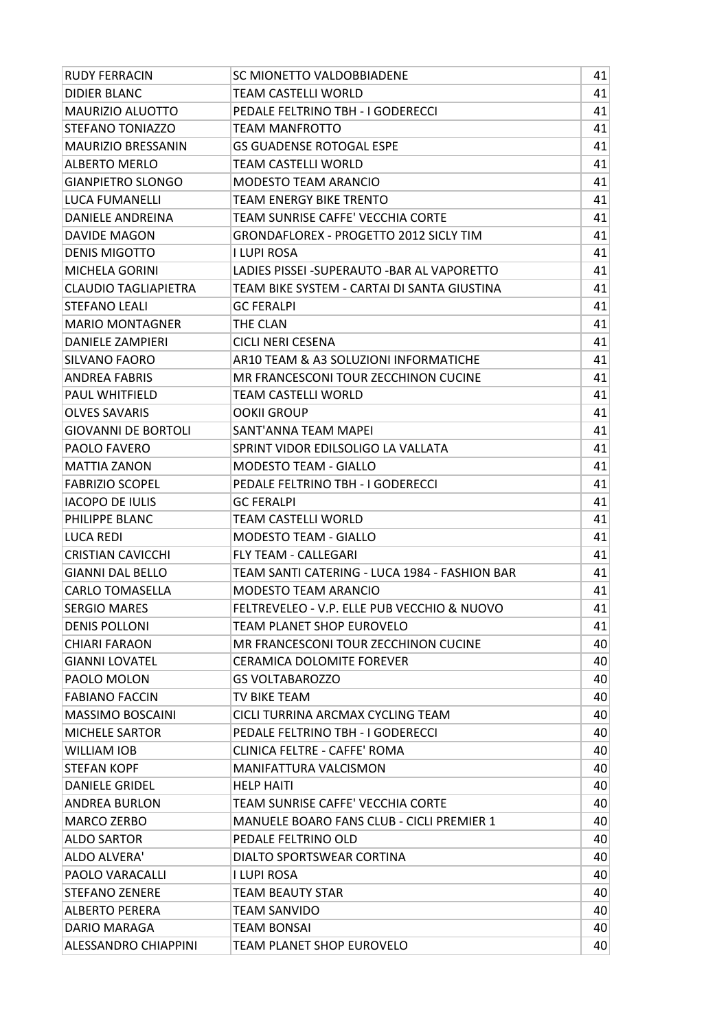| | | |
|---|---|---|
| RUDY FERRACIN | SC MIONETTO VALDOBBIADENE | 41 |
| DIDIER BLANC | TEAM CASTELLI WORLD | 41 |
| MAURIZIO ALUOTTO | PEDALE FELTRINO TBH - I GODERECCI | 41 |
| STEFANO TONIAZZO | TEAM MANFROTTO | 41 |
| MAURIZIO BRESSANIN | GS GUADENSE ROTOGAL ESPE | 41 |
| ALBERTO MERLO | TEAM CASTELLI WORLD | 41 |
| GIANPIETRO SLONGO | MODESTO TEAM ARANCIO | 41 |
| LUCA FUMANELLI | TEAM ENERGY BIKE TRENTO | 41 |
| DANIELE ANDREINA | TEAM SUNRISE CAFFE' VECCHIA CORTE | 41 |
| DAVIDE MAGON | GRONDAFLOREX - PROGETTO 2012 SICLY TIM | 41 |
| DENIS MIGOTTO | I LUPI ROSA | 41 |
| MICHELA GORINI | LADIES PISSEI -SUPERAUTO -BAR AL VAPORETTO | 41 |
| CLAUDIO TAGLIAPIETRA | TEAM BIKE SYSTEM - CARTAI DI SANTA GIUSTINA | 41 |
| STEFANO LEALI | GC FERALPI | 41 |
| MARIO MONTAGNER | THE CLAN | 41 |
| DANIELE ZAMPIERI | CICLI NERI CESENA | 41 |
| SILVANO FAORO | AR10 TEAM & A3 SOLUZIONI INFORMATICHE | 41 |
| ANDREA FABRIS | MR FRANCESCONI TOUR ZECCHINON CUCINE | 41 |
| PAUL WHITFIELD | TEAM CASTELLI WORLD | 41 |
| OLVES SAVARIS | OOKII GROUP | 41 |
| GIOVANNI DE BORTOLI | SANT'ANNA TEAM MAPEI | 41 |
| PAOLO FAVERO | SPRINT VIDOR EDILSOLIGO LA VALLATA | 41 |
| MATTIA ZANON | MODESTO TEAM - GIALLO | 41 |
| FABRIZIO SCOPEL | PEDALE FELTRINO TBH - I GODERECCI | 41 |
| IACOPO DE IULIS | GC FERALPI | 41 |
| PHILIPPE BLANC | TEAM CASTELLI WORLD | 41 |
| LUCA REDI | MODESTO TEAM - GIALLO | 41 |
| CRISTIAN CAVICCHI | FLY TEAM - CALLEGARI | 41 |
| GIANNI DAL BELLO | TEAM SANTI CATERING - LUCA 1984 - FASHION BAR | 41 |
| CARLO TOMASELLA | MODESTO TEAM ARANCIO | 41 |
| SERGIO MARES | FELTREVELEO - V.P. ELLE PUB VECCHIO & NUOVO | 41 |
| DENIS POLLONI | TEAM PLANET SHOP EUROVELO | 41 |
| CHIARI FARAON | MR FRANCESCONI TOUR ZECCHINON CUCINE | 40 |
| GIANNI LOVATEL | CERAMICA DOLOMITE FOREVER | 40 |
| PAOLO MOLON | GS VOLTABAROZZO | 40 |
| FABIANO FACCIN | TV BIKE TEAM | 40 |
| MASSIMO BOSCAINI | CICLI TURRINA ARCMAX CYCLING TEAM | 40 |
| MICHELE SARTOR | PEDALE FELTRINO TBH - I GODERECCI | 40 |
| WILLIAM IOB | CLINICA FELTRE - CAFFE' ROMA | 40 |
| STEFAN KOPF | MANIFATTURA VALCISMON | 40 |
| DANIELE GRIDEL | HELP HAITI | 40 |
| ANDREA BURLON | TEAM SUNRISE CAFFE' VECCHIA CORTE | 40 |
| MARCO ZERBO | MANUELE BOARO FANS CLUB - CICLI PREMIER 1 | 40 |
| ALDO SARTOR | PEDALE FELTRINO OLD | 40 |
| ALDO ALVERA' | DIALTO SPORTSWEAR CORTINA | 40 |
| PAOLO VARACALLI | I LUPI ROSA | 40 |
| STEFANO ZENERE | TEAM BEAUTY STAR | 40 |
| ALBERTO PERERA | TEAM SANVIDO | 40 |
| DARIO MARAGA | TEAM BONSAI | 40 |
| ALESSANDRO CHIAPPINI | TEAM PLANET SHOP EUROVELO | 40 |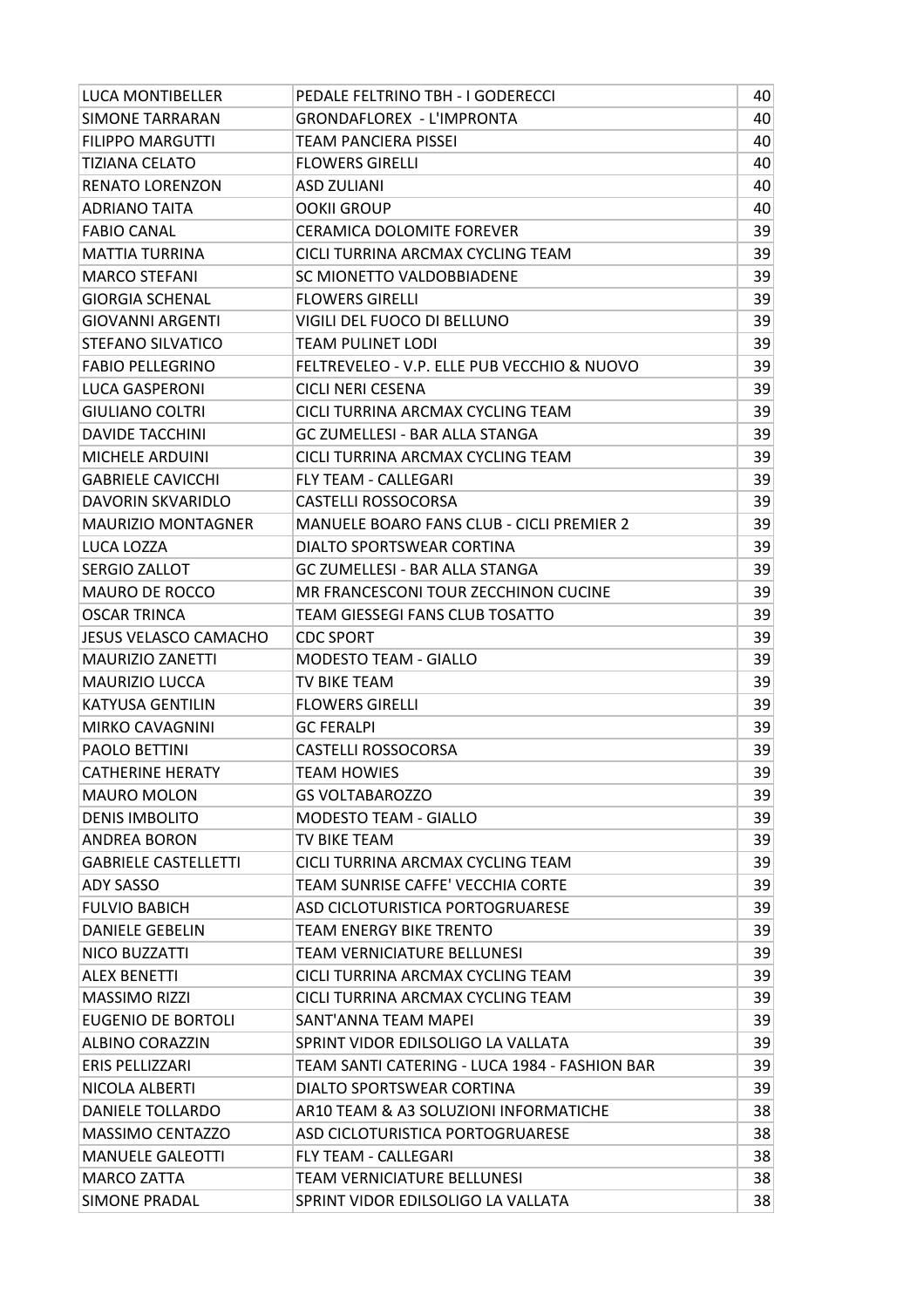| LUCA MONTIBELLER | PEDALE FELTRINO TBH - I GODERECCI | 40 |
|---|---|---|
| SIMONE TARRARAN | GRONDAFLOREX - L'IMPRONTA | 40 |
| FILIPPO MARGUTTI | TEAM PANCIERA PISSEI | 40 |
| TIZIANA CELATO | FLOWERS GIRELLI | 40 |
| RENATO LORENZON | ASD ZULIANI | 40 |
| ADRIANO TAITA | OOKII GROUP | 40 |
| FABIO CANAL | CERAMICA DOLOMITE FOREVER | 39 |
| MATTIA TURRINA | CICLI TURRINA ARCMAX CYCLING TEAM | 39 |
| MARCO STEFANI | SC MIONETTO VALDOBBIADENE | 39 |
| GIORGIA SCHENAL | FLOWERS GIRELLI | 39 |
| GIOVANNI ARGENTI | VIGILI DEL FUOCO DI BELLUNO | 39 |
| STEFANO SILVATICO | TEAM PULINET LODI | 39 |
| FABIO PELLEGRINO | FELTREVELEO - V.P. ELLE PUB VECCHIO & NUOVO | 39 |
| LUCA GASPERONI | CICLI NERI CESENA | 39 |
| GIULIANO COLTRI | CICLI TURRINA ARCMAX CYCLING TEAM | 39 |
| DAVIDE TACCHINI | GC ZUMELLESI - BAR ALLA STANGA | 39 |
| MICHELE ARDUINI | CICLI TURRINA ARCMAX CYCLING TEAM | 39 |
| GABRIELE CAVICCHI | FLY TEAM - CALLEGARI | 39 |
| DAVORIN SKVARIDLO | CASTELLI ROSSOCORSA | 39 |
| MAURIZIO MONTAGNER | MANUELE BOARO FANS CLUB - CICLI PREMIER 2 | 39 |
| LUCA LOZZA | DIALTO SPORTSWEAR CORTINA | 39 |
| SERGIO ZALLOT | GC ZUMELLESI - BAR ALLA STANGA | 39 |
| MAURO DE ROCCO | MR FRANCESCONI TOUR ZECCHINON CUCINE | 39 |
| OSCAR TRINCA | TEAM GIESSEGI FANS CLUB TOSATTO | 39 |
| JESUS VELASCO CAMACHO | CDC SPORT | 39 |
| MAURIZIO ZANETTI | MODESTO TEAM - GIALLO | 39 |
| MAURIZIO LUCCA | TV BIKE TEAM | 39 |
| KATYUSA GENTILIN | FLOWERS GIRELLI | 39 |
| MIRKO CAVAGNINI | GC FERALPI | 39 |
| PAOLO BETTINI | CASTELLI ROSSOCORSA | 39 |
| CATHERINE HERATY | TEAM HOWIES | 39 |
| MAURO MOLON | GS VOLTABAROZZO | 39 |
| DENIS IMBOLITO | MODESTO TEAM - GIALLO | 39 |
| ANDREA BORON | TV BIKE TEAM | 39 |
| GABRIELE CASTELLETTI | CICLI TURRINA ARCMAX CYCLING TEAM | 39 |
| ADY SASSO | TEAM SUNRISE CAFFE' VECCHIA CORTE | 39 |
| FULVIO BABICH | ASD CICLOTURISTICA PORTOGRUARESE | 39 |
| DANIELE GEBELIN | TEAM ENERGY BIKE TRENTO | 39 |
| NICO BUZZATTI | TEAM VERNICIATURE BELLUNESI | 39 |
| ALEX BENETTI | CICLI TURRINA ARCMAX CYCLING TEAM | 39 |
| MASSIMO RIZZI | CICLI TURRINA ARCMAX CYCLING TEAM | 39 |
| EUGENIO DE BORTOLI | SANT'ANNA TEAM MAPEI | 39 |
| ALBINO CORAZZIN | SPRINT VIDOR EDILSOLIGO LA VALLATA | 39 |
| ERIS PELLIZZARI | TEAM SANTI CATERING - LUCA 1984 - FASHION BAR | 39 |
| NICOLA ALBERTI | DIALTO SPORTSWEAR CORTINA | 39 |
| DANIELE TOLLARDO | AR10 TEAM & A3 SOLUZIONI INFORMATICHE | 38 |
| MASSIMO CENTAZZO | ASD CICLOTURISTICA PORTOGRUARESE | 38 |
| MANUELE GALEOTTI | FLY TEAM - CALLEGARI | 38 |
| MARCO ZATTA | TEAM VERNICIATURE BELLUNESI | 38 |
| SIMONE PRADAL | SPRINT VIDOR EDILSOLIGO LA VALLATA | 38 |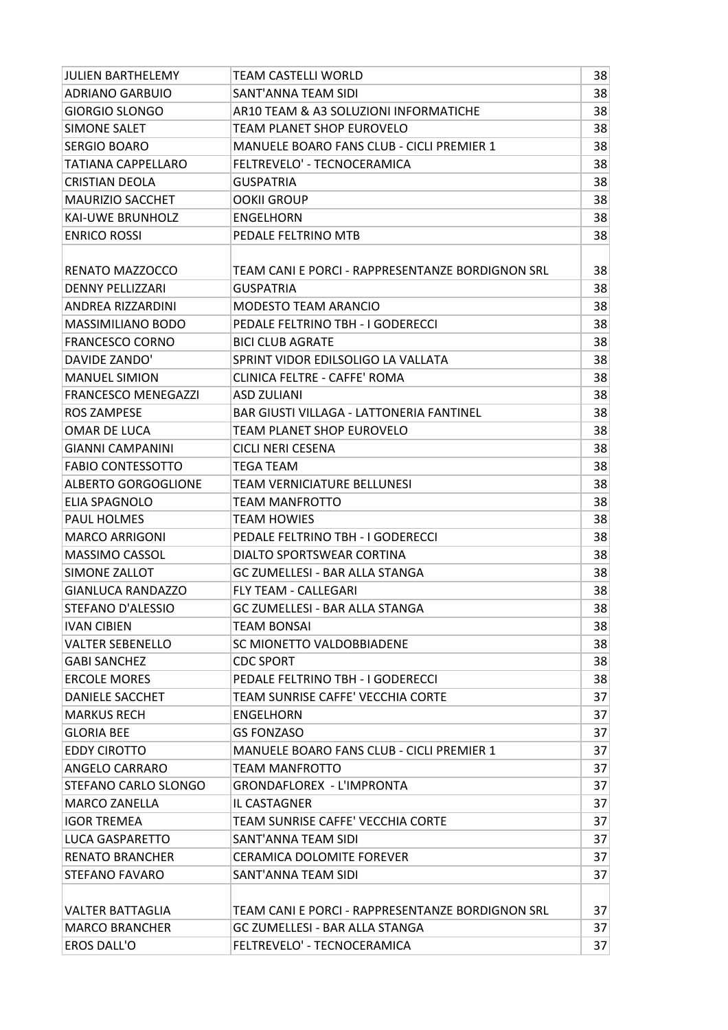| | | |
|---|---|---|
| JULIEN BARTHELEMY | TEAM CASTELLI WORLD | 38 |
| ADRIANO GARBUIO | SANT'ANNA TEAM SIDI | 38 |
| GIORGIO SLONGO | AR10 TEAM & A3 SOLUZIONI INFORMATICHE | 38 |
| SIMONE SALET | TEAM PLANET SHOP EUROVELO | 38 |
| SERGIO BOARO | MANUELE BOARO FANS CLUB - CICLI PREMIER 1 | 38 |
| TATIANA CAPPELLARO | FELTREVELO' - TECNOCERAMICA | 38 |
| CRISTIAN DEOLA | GUSPATRIA | 38 |
| MAURIZIO SACCHET | OOKII GROUP | 38 |
| KAI-UWE BRUNHOLZ | ENGELHORN | 38 |
| ENRICO ROSSI | PEDALE FELTRINO MTB | 38 |
| RENATO MAZZOCCO | TEAM CANI E PORCI - RAPPRESENTANZE BORDIGNON SRL | 38 |
| DENNY PELLIZZARI | GUSPATRIA | 38 |
| ANDREA RIZZARDINI | MODESTO TEAM ARANCIO | 38 |
| MASSIMILIANO BODO | PEDALE FELTRINO TBH - I GODERECCI | 38 |
| FRANCESCO CORNO | BICI CLUB AGRATE | 38 |
| DAVIDE ZANDO' | SPRINT VIDOR EDILSOLIGO LA VALLATA | 38 |
| MANUEL SIMION | CLINICA FELTRE - CAFFE' ROMA | 38 |
| FRANCESCO MENEGAZZI | ASD ZULIANI | 38 |
| ROS ZAMPESE | BAR GIUSTI VILLAGA - LATTONERIA FANTINEL | 38 |
| OMAR DE LUCA | TEAM PLANET SHOP EUROVELO | 38 |
| GIANNI CAMPANINI | CICLI NERI CESENA | 38 |
| FABIO CONTESSOTTO | TEGA TEAM | 38 |
| ALBERTO GORGOGLIONE | TEAM VERNICIATURE BELLUNESI | 38 |
| ELIA SPAGNOLO | TEAM MANFROTTO | 38 |
| PAUL HOLMES | TEAM HOWIES | 38 |
| MARCO ARRIGONI | PEDALE FELTRINO TBH - I GODERECCI | 38 |
| MASSIMO CASSOL | DIALTO SPORTSWEAR CORTINA | 38 |
| SIMONE ZALLOT | GC ZUMELLESI - BAR ALLA STANGA | 38 |
| GIANLUCA RANDAZZO | FLY TEAM - CALLEGARI | 38 |
| STEFANO D'ALESSIO | GC ZUMELLESI - BAR ALLA STANGA | 38 |
| IVAN CIBIEN | TEAM BONSAI | 38 |
| VALTER SEBENELLO | SC MIONETTO VALDOBBIADENE | 38 |
| GABI SANCHEZ | CDC SPORT | 38 |
| ERCOLE MORES | PEDALE FELTRINO TBH - I GODERECCI | 38 |
| DANIELE SACCHET | TEAM SUNRISE CAFFE' VECCHIA CORTE | 37 |
| MARKUS RECH | ENGELHORN | 37 |
| GLORIA BEE | GS FONZASO | 37 |
| EDDY CIROTTO | MANUELE BOARO FANS CLUB - CICLI PREMIER 1 | 37 |
| ANGELO CARRARO | TEAM MANFROTTO | 37 |
| STEFANO CARLO SLONGO | GRONDAFLOREX - L'IMPRONTA | 37 |
| MARCO ZANELLA | IL CASTAGNER | 37 |
| IGOR TREMEA | TEAM SUNRISE CAFFE' VECCHIA CORTE | 37 |
| LUCA GASPARETTO | SANT'ANNA TEAM SIDI | 37 |
| RENATO BRANCHER | CERAMICA DOLOMITE FOREVER | 37 |
| STEFANO FAVARO | SANT'ANNA TEAM SIDI | 37 |
| VALTER BATTAGLIA | TEAM CANI E PORCI - RAPPRESENTANZE BORDIGNON SRL | 37 |
| MARCO BRANCHER | GC ZUMELLESI - BAR ALLA STANGA | 37 |
| EROS DALL'O | FELTREVELO' - TECNOCERAMICA | 37 |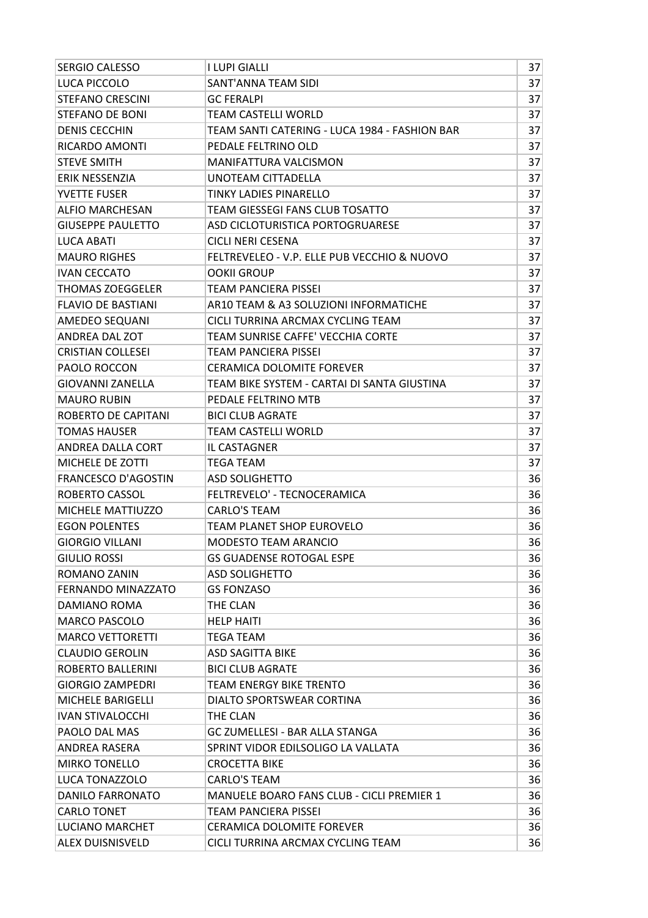| | | |
|---|---|---|
| SERGIO CALESSO | I LUPI GIALLI | 37 |
| LUCA PICCOLO | SANT'ANNA TEAM SIDI | 37 |
| STEFANO CRESCINI | GC FERALPI | 37 |
| STEFANO DE BONI | TEAM CASTELLI WORLD | 37 |
| DENIS CECCHIN | TEAM SANTI CATERING - LUCA 1984 - FASHION BAR | 37 |
| RICARDO AMONTI | PEDALE FELTRINO OLD | 37 |
| STEVE SMITH | MANIFATTURA VALCISMON | 37 |
| ERIK NESSENZIA | UNOTEAM CITTADELLA | 37 |
| YVETTE FUSER | TINKY LADIES PINARELLO | 37 |
| ALFIO MARCHESAN | TEAM GIESSEGI FANS CLUB TOSATTO | 37 |
| GIUSEPPE PAULETTO | ASD CICLOTURISTICA PORTOGRUARESE | 37 |
| LUCA ABATI | CICLI NERI CESENA | 37 |
| MAURO RIGHES | FELTREVELEO - V.P. ELLE PUB VECCHIO & NUOVO | 37 |
| IVAN CECCATO | OOKII GROUP | 37 |
| THOMAS ZOEGGELER | TEAM PANCIERA PISSEI | 37 |
| FLAVIO DE BASTIANI | AR10 TEAM & A3 SOLUZIONI INFORMATICHE | 37 |
| AMEDEO SEQUANI | CICLI TURRINA ARCMAX CYCLING TEAM | 37 |
| ANDREA DAL ZOT | TEAM SUNRISE CAFFE' VECCHIA CORTE | 37 |
| CRISTIAN COLLESEI | TEAM PANCIERA PISSEI | 37 |
| PAOLO ROCCON | CERAMICA DOLOMITE FOREVER | 37 |
| GIOVANNI ZANELLA | TEAM BIKE SYSTEM - CARTAI DI SANTA GIUSTINA | 37 |
| MAURO RUBIN | PEDALE FELTRINO MTB | 37 |
| ROBERTO DE CAPITANI | BICI CLUB AGRATE | 37 |
| TOMAS HAUSER | TEAM CASTELLI WORLD | 37 |
| ANDREA DALLA CORT | IL CASTAGNER | 37 |
| MICHELE DE ZOTTI | TEGA TEAM | 37 |
| FRANCESCO D'AGOSTIN | ASD SOLIGHETTO | 36 |
| ROBERTO CASSOL | FELTREVELO' - TECNOCERAMICA | 36 |
| MICHELE MATTIUZZO | CARLO'S TEAM | 36 |
| EGON POLENTES | TEAM PLANET SHOP EUROVELO | 36 |
| GIORGIO VILLANI | MODESTO TEAM ARANCIO | 36 |
| GIULIO ROSSI | GS GUADENSE ROTOGAL ESPE | 36 |
| ROMANO ZANIN | ASD SOLIGHETTO | 36 |
| FERNANDO MINAZZATO | GS FONZASO | 36 |
| DAMIANO ROMA | THE CLAN | 36 |
| MARCO PASCOLO | HELP HAITI | 36 |
| MARCO VETTORETTI | TEGA TEAM | 36 |
| CLAUDIO GEROLIN | ASD SAGITTA BIKE | 36 |
| ROBERTO BALLERINI | BICI CLUB AGRATE | 36 |
| GIORGIO ZAMPEDRI | TEAM ENERGY BIKE TRENTO | 36 |
| MICHELE BARIGELLI | DIALTO SPORTSWEAR CORTINA | 36 |
| IVAN STIVALOCCHI | THE CLAN | 36 |
| PAOLO DAL MAS | GC ZUMELLESI - BAR ALLA STANGA | 36 |
| ANDREA RASERA | SPRINT VIDOR EDILSOLIGO LA VALLATA | 36 |
| MIRKO TONELLO | CROCETTA BIKE | 36 |
| LUCA TONAZZOLO | CARLO'S TEAM | 36 |
| DANILO FARRONATO | MANUELE BOARO FANS CLUB - CICLI PREMIER 1 | 36 |
| CARLO TONET | TEAM PANCIERA PISSEI | 36 |
| LUCIANO MARCHET | CERAMICA DOLOMITE FOREVER | 36 |
| ALEX DUISNISVELD | CICLI TURRINA ARCMAX CYCLING TEAM | 36 |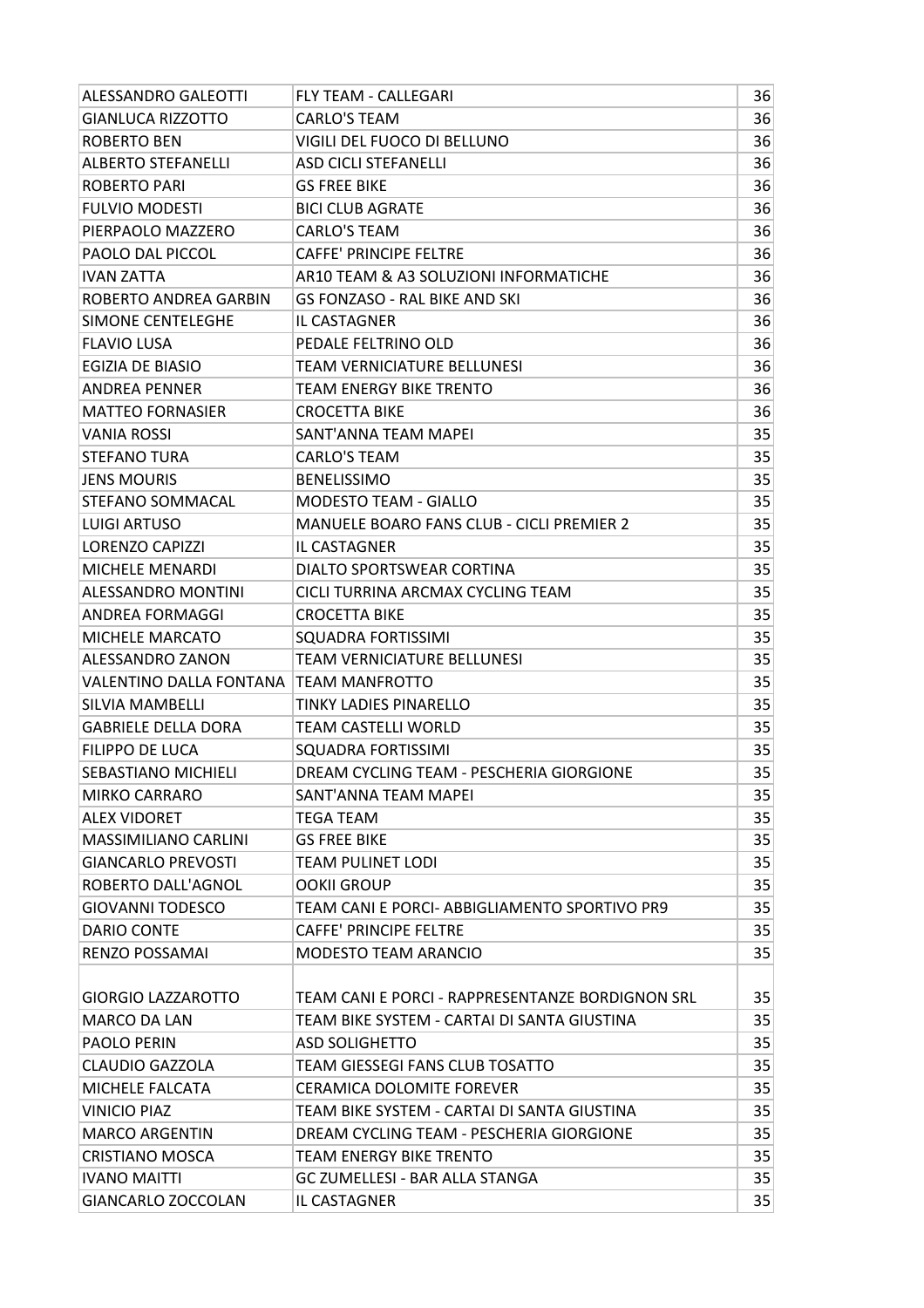| | | |
|---|---|---|
| ALESSANDRO GALEOTTI | FLY TEAM - CALLEGARI | 36 |
| GIANLUCA RIZZOTTO | CARLO'S TEAM | 36 |
| ROBERTO BEN | VIGILI DEL FUOCO DI BELLUNO | 36 |
| ALBERTO STEFANELLI | ASD CICLI STEFANELLI | 36 |
| ROBERTO PARI | GS FREE BIKE | 36 |
| FULVIO MODESTI | BICI CLUB AGRATE | 36 |
| PIERPAOLO MAZZERO | CARLO'S TEAM | 36 |
| PAOLO DAL PICCOL | CAFFE' PRINCIPE FELTRE | 36 |
| IVAN ZATTA | AR10 TEAM & A3 SOLUZIONI INFORMATICHE | 36 |
| ROBERTO ANDREA GARBIN | GS FONZASO - RAL BIKE AND SKI | 36 |
| SIMONE CENTELEGHE | IL CASTAGNER | 36 |
| FLAVIO LUSA | PEDALE FELTRINO OLD | 36 |
| EGIZIA DE BIASIO | TEAM VERNICIATURE BELLUNESI | 36 |
| ANDREA PENNER | TEAM ENERGY BIKE TRENTO | 36 |
| MATTEO FORNASIER | CROCETTA BIKE | 36 |
| VANIA ROSSI | SANT'ANNA TEAM MAPEI | 35 |
| STEFANO TURA | CARLO'S TEAM | 35 |
| JENS MOURIS | BENELISSIMO | 35 |
| STEFANO SOMMACAL | MODESTO TEAM - GIALLO | 35 |
| LUIGI ARTUSO | MANUELE BOARO FANS CLUB - CICLI PREMIER 2 | 35 |
| LORENZO CAPIZZI | IL CASTAGNER | 35 |
| MICHELE MENARDI | DIALTO SPORTSWEAR CORTINA | 35 |
| ALESSANDRO MONTINI | CICLI TURRINA ARCMAX CYCLING TEAM | 35 |
| ANDREA FORMAGGI | CROCETTA BIKE | 35 |
| MICHELE MARCATO | SQUADRA FORTISSIMI | 35 |
| ALESSANDRO ZANON | TEAM VERNICIATURE BELLUNESI | 35 |
| VALENTINO DALLA FONTANA | TEAM MANFROTTO | 35 |
| SILVIA MAMBELLI | TINKY LADIES PINARELLO | 35 |
| GABRIELE DELLA DORA | TEAM CASTELLI WORLD | 35 |
| FILIPPO DE LUCA | SQUADRA FORTISSIMI | 35 |
| SEBASTIANO MICHIELI | DREAM CYCLING TEAM - PESCHERIA GIORGIONE | 35 |
| MIRKO CARRARO | SANT'ANNA TEAM MAPEI | 35 |
| ALEX VIDORET | TEGA TEAM | 35 |
| MASSIMILIANO CARLINI | GS FREE BIKE | 35 |
| GIANCARLO PREVOSTI | TEAM PULINET LODI | 35 |
| ROBERTO DALL'AGNOL | OOKII GROUP | 35 |
| GIOVANNI TODESCO | TEAM CANI E PORCI- ABBIGLIAMENTO SPORTIVO PR9 | 35 |
| DARIO CONTE | CAFFE' PRINCIPE FELTRE | 35 |
| RENZO POSSAMAI | MODESTO TEAM ARANCIO | 35 |
| GIORGIO LAZZAROTTO | TEAM CANI E PORCI - RAPPRESENTANZE BORDIGNON SRL | 35 |
| MARCO DA LAN | TEAM BIKE SYSTEM - CARTAI DI SANTA GIUSTINA | 35 |
| PAOLO PERIN | ASD SOLIGHETTO | 35 |
| CLAUDIO GAZZOLA | TEAM GIESSEGI FANS CLUB TOSATTO | 35 |
| MICHELE FALCATA | CERAMICA DOLOMITE FOREVER | 35 |
| VINICIO PIAZ | TEAM BIKE SYSTEM - CARTAI DI SANTA GIUSTINA | 35 |
| MARCO ARGENTIN | DREAM CYCLING TEAM - PESCHERIA GIORGIONE | 35 |
| CRISTIANO MOSCA | TEAM ENERGY BIKE TRENTO | 35 |
| IVANO MAITTI | GC ZUMELLESI - BAR ALLA STANGA | 35 |
| GIANCARLO ZOCCOLAN | IL CASTAGNER | 35 |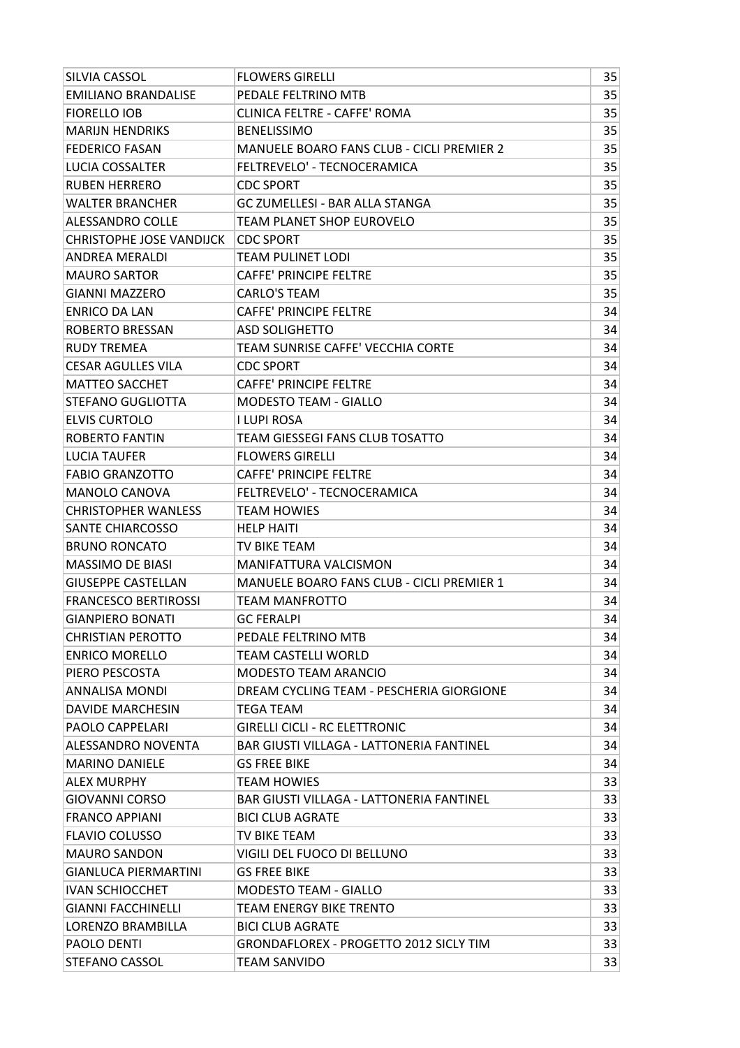| | | |
|---|---|---|
| SILVIA CASSOL | FLOWERS GIRELLI | 35 |
| EMILIANO BRANDALISE | PEDALE FELTRINO MTB | 35 |
| FIORELLO IOB | CLINICA FELTRE - CAFFE' ROMA | 35 |
| MARIJN HENDRIKS | BENELISSIMO | 35 |
| FEDERICO FASAN | MANUELE BOARO FANS CLUB - CICLI PREMIER 2 | 35 |
| LUCIA COSSALTER | FELTREVELO' - TECNOCERAMICA | 35 |
| RUBEN HERRERO | CDC SPORT | 35 |
| WALTER BRANCHER | GC ZUMELLESI - BAR ALLA STANGA | 35 |
| ALESSANDRO COLLE | TEAM PLANET SHOP EUROVELO | 35 |
| CHRISTOPHE JOSE VANDIJCK | CDC SPORT | 35 |
| ANDREA MERALDI | TEAM PULINET LODI | 35 |
| MAURO SARTOR | CAFFE' PRINCIPE FELTRE | 35 |
| GIANNI MAZZERO | CARLO'S TEAM | 35 |
| ENRICO DA LAN | CAFFE' PRINCIPE FELTRE | 34 |
| ROBERTO BRESSAN | ASD SOLIGHETTO | 34 |
| RUDY TREMEA | TEAM SUNRISE CAFFE' VECCHIA CORTE | 34 |
| CESAR AGULLES VILA | CDC SPORT | 34 |
| MATTEO SACCHET | CAFFE' PRINCIPE FELTRE | 34 |
| STEFANO GUGLIOTTA | MODESTO TEAM - GIALLO | 34 |
| ELVIS CURTOLO | I LUPI ROSA | 34 |
| ROBERTO FANTIN | TEAM GIESSEGI FANS CLUB TOSATTO | 34 |
| LUCIA TAUFER | FLOWERS GIRELLI | 34 |
| FABIO GRANZOTTO | CAFFE' PRINCIPE FELTRE | 34 |
| MANOLO CANOVA | FELTREVELO' - TECNOCERAMICA | 34 |
| CHRISTOPHER WANLESS | TEAM HOWIES | 34 |
| SANTE CHIARCOSSO | HELP HAITI | 34 |
| BRUNO RONCATO | TV BIKE TEAM | 34 |
| MASSIMO DE BIASI | MANIFATTURA VALCISMON | 34 |
| GIUSEPPE CASTELLAN | MANUELE BOARO FANS CLUB - CICLI PREMIER 1 | 34 |
| FRANCESCO BERTIROSSI | TEAM MANFROTTO | 34 |
| GIANPIERO BONATI | GC FERALPI | 34 |
| CHRISTIAN PEROTTO | PEDALE FELTRINO MTB | 34 |
| ENRICO MORELLO | TEAM CASTELLI WORLD | 34 |
| PIERO PESCOSTA | MODESTO TEAM ARANCIO | 34 |
| ANNALISA MONDI | DREAM CYCLING TEAM - PESCHERIA GIORGIONE | 34 |
| DAVIDE MARCHESIN | TEGA TEAM | 34 |
| PAOLO CAPPELARI | GIRELLI CICLI - RC ELETTRONIC | 34 |
| ALESSANDRO NOVENTA | BAR GIUSTI VILLAGA - LATTONERIA FANTINEL | 34 |
| MARINO DANIELE | GS FREE BIKE | 34 |
| ALEX MURPHY | TEAM HOWIES | 33 |
| GIOVANNI CORSO | BAR GIUSTI VILLAGA - LATTONERIA FANTINEL | 33 |
| FRANCO APPIANI | BICI CLUB AGRATE | 33 |
| FLAVIO COLUSSO | TV BIKE TEAM | 33 |
| MAURO SANDON | VIGILI DEL FUOCO DI BELLUNO | 33 |
| GIANLUCA PIERMARTINI | GS FREE BIKE | 33 |
| IVAN SCHIOCCHET | MODESTO TEAM - GIALLO | 33 |
| GIANNI FACCHINELLI | TEAM ENERGY BIKE TRENTO | 33 |
| LORENZO BRAMBILLA | BICI CLUB AGRATE | 33 |
| PAOLO DENTI | GRONDAFLOREX - PROGETTO 2012 SICLY TIM | 33 |
| STEFANO CASSOL | TEAM SANVIDO | 33 |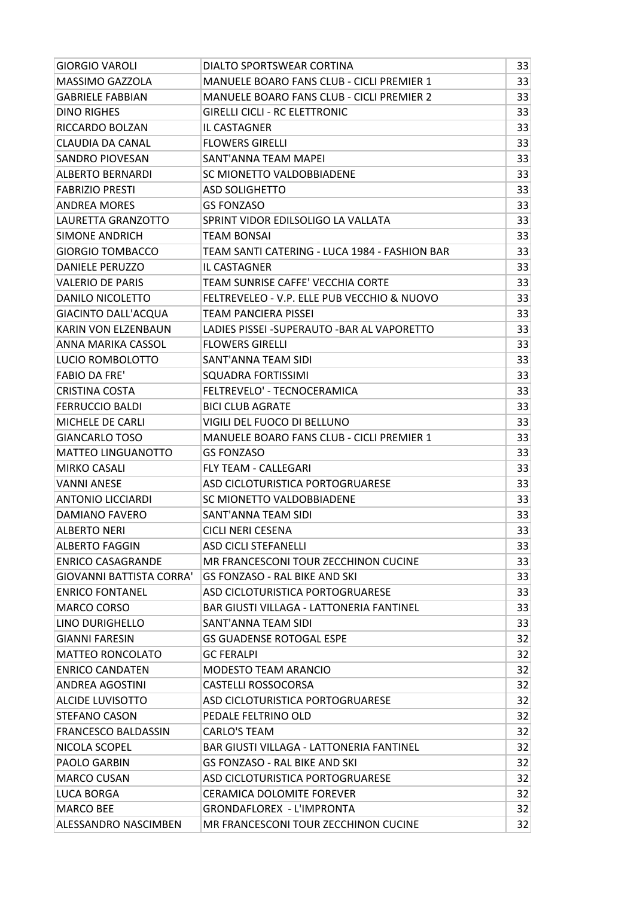| | | |
|---|---|---|
| GIORGIO VAROLI | DIALTO SPORTSWEAR CORTINA | 33 |
| MASSIMO GAZZOLA | MANUELE BOARO FANS CLUB - CICLI PREMIER 1 | 33 |
| GABRIELE FABBIAN | MANUELE BOARO FANS CLUB - CICLI PREMIER 2 | 33 |
| DINO RIGHES | GIRELLI CICLI - RC ELETTRONIC | 33 |
| RICCARDO BOLZAN | IL CASTAGNER | 33 |
| CLAUDIA DA CANAL | FLOWERS GIRELLI | 33 |
| SANDRO PIOVESAN | SANT'ANNA TEAM MAPEI | 33 |
| ALBERTO BERNARDI | SC MIONETTO VALDOBBIADENE | 33 |
| FABRIZIO PRESTI | ASD SOLIGHETTO | 33 |
| ANDREA MORES | GS FONZASO | 33 |
| LAURETTA GRANZOTTO | SPRINT VIDOR EDILSOLIGO LA VALLATA | 33 |
| SIMONE ANDRICH | TEAM BONSAI | 33 |
| GIORGIO TOMBACCO | TEAM SANTI CATERING - LUCA 1984 - FASHION BAR | 33 |
| DANIELE PERUZZO | IL CASTAGNER | 33 |
| VALERIO DE PARIS | TEAM SUNRISE CAFFE' VECCHIA CORTE | 33 |
| DANILO NICOLETTO | FELTREVELEO - V.P. ELLE PUB VECCHIO & NUOVO | 33 |
| GIACINTO DALL'ACQUA | TEAM PANCIERA PISSEI | 33 |
| KARIN VON ELZENBAUN | LADIES PISSEI -SUPERAUTO -BAR AL VAPORETTO | 33 |
| ANNA MARIKA CASSOL | FLOWERS GIRELLI | 33 |
| LUCIO ROMBOLOTTO | SANT'ANNA TEAM SIDI | 33 |
| FABIO DA FRE' | SQUADRA FORTISSIMI | 33 |
| CRISTINA COSTA | FELTREVELO' - TECNOCERAMICA | 33 |
| FERRUCCIO BALDI | BICI CLUB AGRATE | 33 |
| MICHELE DE CARLI | VIGILI DEL FUOCO DI BELLUNO | 33 |
| GIANCARLO TOSO | MANUELE BOARO FANS CLUB - CICLI PREMIER 1 | 33 |
| MATTEO LINGUANOTTO | GS FONZASO | 33 |
| MIRKO CASALI | FLY TEAM - CALLEGARI | 33 |
| VANNI ANESE | ASD CICLOTURISTICA PORTOGRUARESE | 33 |
| ANTONIO LICCIARDI | SC MIONETTO VALDOBBIADENE | 33 |
| DAMIANO FAVERO | SANT'ANNA TEAM SIDI | 33 |
| ALBERTO NERI | CICLI NERI CESENA | 33 |
| ALBERTO FAGGIN | ASD CICLI STEFANELLI | 33 |
| ENRICO CASAGRANDE | MR FRANCESCONI TOUR ZECCHINON CUCINE | 33 |
| GIOVANNI BATTISTA CORRA' | GS FONZASO - RAL BIKE AND SKI | 33 |
| ENRICO FONTANEL | ASD CICLOTURISTICA PORTOGRUARESE | 33 |
| MARCO CORSO | BAR GIUSTI VILLAGA - LATTONERIA FANTINEL | 33 |
| LINO DURIGHELLO | SANT'ANNA TEAM SIDI | 33 |
| GIANNI FARESIN | GS GUADENSE ROTOGAL ESPE | 32 |
| MATTEO RONCOLATO | GC FERALPI | 32 |
| ENRICO CANDATEN | MODESTO TEAM ARANCIO | 32 |
| ANDREA AGOSTINI | CASTELLI ROSSOCORSA | 32 |
| ALCIDE LUVISOTTO | ASD CICLOTURISTICA PORTOGRUARESE | 32 |
| STEFANO CASON | PEDALE FELTRINO OLD | 32 |
| FRANCESCO BALDASSIN | CARLO'S TEAM | 32 |
| NICOLA SCOPEL | BAR GIUSTI VILLAGA - LATTONERIA FANTINEL | 32 |
| PAOLO GARBIN | GS FONZASO - RAL BIKE AND SKI | 32 |
| MARCO CUSAN | ASD CICLOTURISTICA PORTOGRUARESE | 32 |
| LUCA BORGA | CERAMICA DOLOMITE FOREVER | 32 |
| MARCO BEE | GRONDAFLOREX - L'IMPRONTA | 32 |
| ALESSANDRO NASCIMBEN | MR FRANCESCONI TOUR ZECCHINON CUCINE | 32 |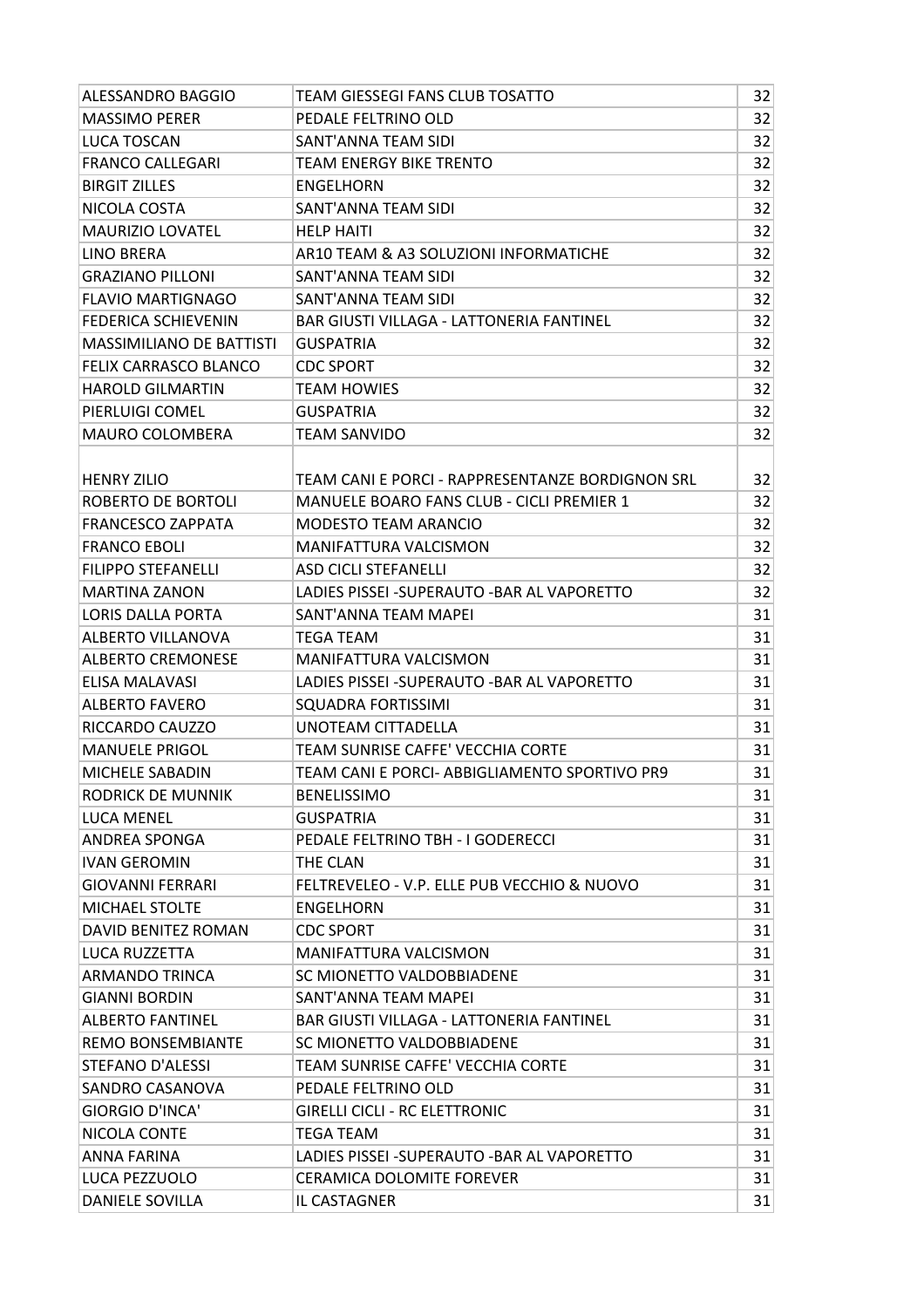| | | |
|---|---|---|
| ALESSANDRO BAGGIO | TEAM GIESSEGI FANS CLUB TOSATTO | 32 |
| MASSIMO PERER | PEDALE FELTRINO OLD | 32 |
| LUCA TOSCAN | SANT'ANNA TEAM SIDI | 32 |
| FRANCO CALLEGARI | TEAM ENERGY BIKE TRENTO | 32 |
| BIRGIT ZILLES | ENGELHORN | 32 |
| NICOLA COSTA | SANT'ANNA TEAM SIDI | 32 |
| MAURIZIO LOVATEL | HELP HAITI | 32 |
| LINO BRERA | AR10 TEAM & A3 SOLUZIONI INFORMATICHE | 32 |
| GRAZIANO PILLONI | SANT'ANNA TEAM SIDI | 32 |
| FLAVIO MARTIGNAGO | SANT'ANNA TEAM SIDI | 32 |
| FEDERICA SCHIEVENIN | BAR GIUSTI VILLAGA - LATTONERIA FANTINEL | 32 |
| MASSIMILIANO DE BATTISTI | GUSPATRIA | 32 |
| FELIX CARRASCO BLANCO | CDC SPORT | 32 |
| HAROLD GILMARTIN | TEAM HOWIES | 32 |
| PIERLUIGI COMEL | GUSPATRIA | 32 |
| MAURO COLOMBERA | TEAM SANVIDO | 32 |
| HENRY ZILIO | TEAM CANI E PORCI - RAPPRESENTANZE BORDIGNON SRL | 32 |
| ROBERTO DE BORTOLI | MANUELE BOARO FANS CLUB - CICLI PREMIER 1 | 32 |
| FRANCESCO ZAPPATA | MODESTO TEAM ARANCIO | 32 |
| FRANCO EBOLI | MANIFATTURA VALCISMON | 32 |
| FILIPPO STEFANELLI | ASD CICLI STEFANELLI | 32 |
| MARTINA ZANON | LADIES PISSEI -SUPERAUTO -BAR AL VAPORETTO | 32 |
| LORIS DALLA PORTA | SANT'ANNA TEAM MAPEI | 31 |
| ALBERTO VILLANOVA | TEGA TEAM | 31 |
| ALBERTO CREMONESE | MANIFATTURA VALCISMON | 31 |
| ELISA MALAVASI | LADIES PISSEI -SUPERAUTO -BAR AL VAPORETTO | 31 |
| ALBERTO FAVERO | SQUADRA FORTISSIMI | 31 |
| RICCARDO CAUZZO | UNOTEAM CITTADELLA | 31 |
| MANUELE PRIGOL | TEAM SUNRISE CAFFE' VECCHIA CORTE | 31 |
| MICHELE SABADIN | TEAM CANI E PORCI- ABBIGLIAMENTO SPORTIVO PR9 | 31 |
| RODRICK DE MUNNIK | BENELISSIMO | 31 |
| LUCA MENEL | GUSPATRIA | 31 |
| ANDREA SPONGA | PEDALE FELTRINO TBH - I GODERECCI | 31 |
| IVAN GEROMIN | THE CLAN | 31 |
| GIOVANNI FERRARI | FELTREVELEO - V.P. ELLE PUB VECCHIO & NUOVO | 31 |
| MICHAEL STOLTE | ENGELHORN | 31 |
| DAVID BENITEZ ROMAN | CDC SPORT | 31 |
| LUCA RUZZETTA | MANIFATTURA VALCISMON | 31 |
| ARMANDO TRINCA | SC MIONETTO VALDOBBIADENE | 31 |
| GIANNI BORDIN | SANT'ANNA TEAM MAPEI | 31 |
| ALBERTO FANTINEL | BAR GIUSTI VILLAGA - LATTONERIA FANTINEL | 31 |
| REMO BONSEMBIANTE | SC MIONETTO VALDOBBIADENE | 31 |
| STEFANO D'ALESSI | TEAM SUNRISE CAFFE' VECCHIA CORTE | 31 |
| SANDRO CASANOVA | PEDALE FELTRINO OLD | 31 |
| GIORGIO D'INCA' | GIRELLI CICLI - RC ELETTRONIC | 31 |
| NICOLA CONTE | TEGA TEAM | 31 |
| ANNA FARINA | LADIES PISSEI -SUPERAUTO -BAR AL VAPORETTO | 31 |
| LUCA PEZZUOLO | CERAMICA DOLOMITE FOREVER | 31 |
| DANIELE SOVILLA | IL CASTAGNER | 31 |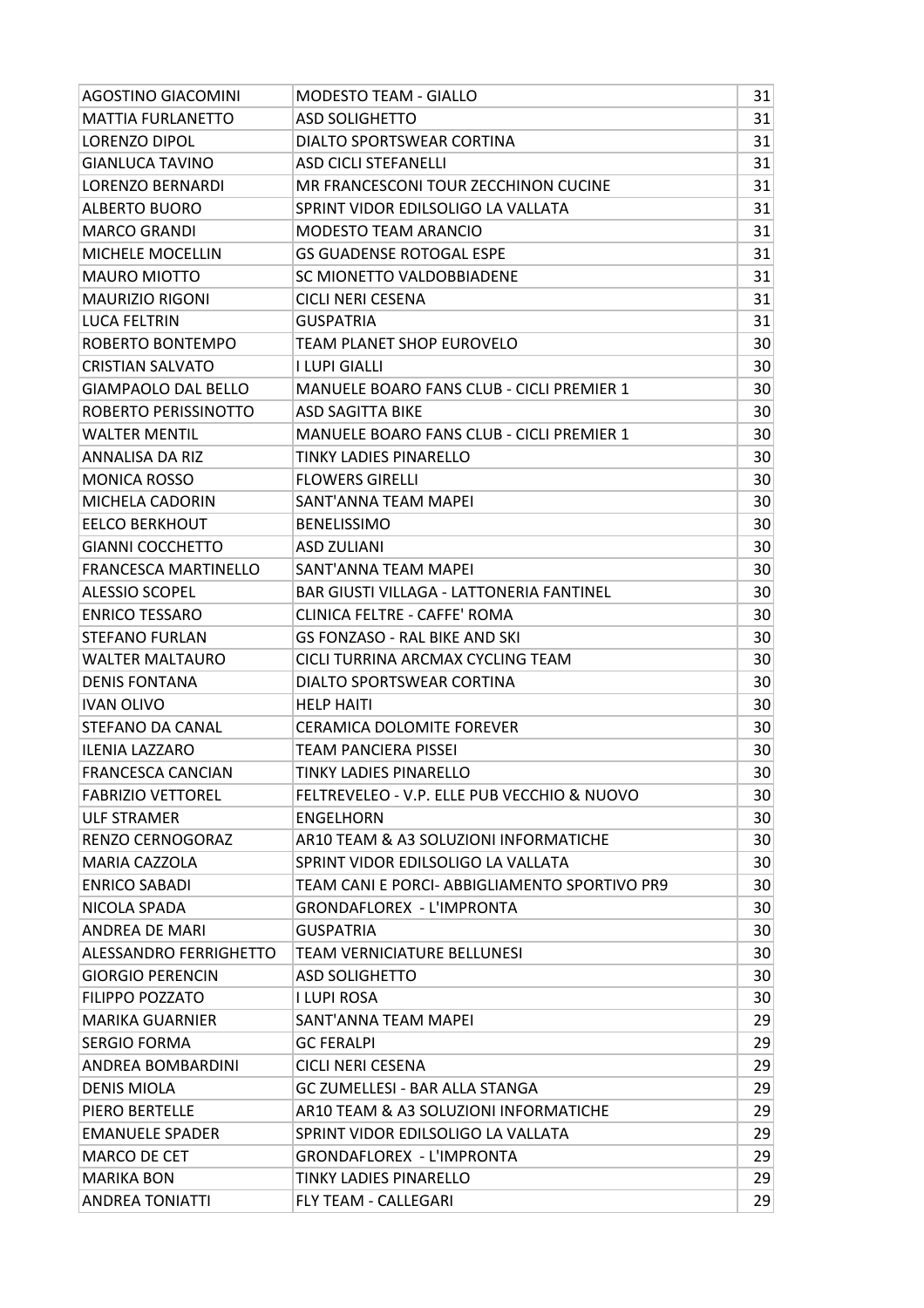| AGOSTINO GIACOMINI | MODESTO TEAM - GIALLO | 31 |
|---|---|---|
| MATTIA FURLANETTO | ASD SOLIGHETTO | 31 |
| LORENZO DIPOL | DIALTO SPORTSWEAR CORTINA | 31 |
| GIANLUCA TAVINO | ASD CICLI STEFANELLI | 31 |
| LORENZO BERNARDI | MR FRANCESCONI TOUR ZECCHINON CUCINE | 31 |
| ALBERTO BUORO | SPRINT VIDOR EDILSOLIGO LA VALLATA | 31 |
| MARCO GRANDI | MODESTO TEAM ARANCIO | 31 |
| MICHELE MOCELLIN | GS GUADENSE ROTOGAL ESPE | 31 |
| MAURO MIOTTO | SC MIONETTO VALDOBBIADENE | 31 |
| MAURIZIO RIGONI | CICLI NERI CESENA | 31 |
| LUCA FELTRIN | GUSPATRIA | 31 |
| ROBERTO BONTEMPO | TEAM PLANET SHOP EUROVELO | 30 |
| CRISTIAN SALVATO | I LUPI GIALLI | 30 |
| GIAMPAOLO DAL BELLO | MANUELE BOARO FANS CLUB - CICLI PREMIER 1 | 30 |
| ROBERTO PERISSINOTTO | ASD SAGITTA BIKE | 30 |
| WALTER MENTIL | MANUELE BOARO FANS CLUB - CICLI PREMIER 1 | 30 |
| ANNALISA DA RIZ | TINKY LADIES PINARELLO | 30 |
| MONICA ROSSO | FLOWERS GIRELLI | 30 |
| MICHELA CADORIN | SANT'ANNA TEAM MAPEI | 30 |
| EELCO BERKHOUT | BENELISSIMO | 30 |
| GIANNI COCCHETTO | ASD ZULIANI | 30 |
| FRANCESCA MARTINELLO | SANT'ANNA TEAM MAPEI | 30 |
| ALESSIO SCOPEL | BAR GIUSTI VILLAGA - LATTONERIA FANTINEL | 30 |
| ENRICO TESSARO | CLINICA FELTRE - CAFFE' ROMA | 30 |
| STEFANO FURLAN | GS FONZASO - RAL BIKE AND SKI | 30 |
| WALTER MALTAURO | CICLI TURRINA ARCMAX CYCLING TEAM | 30 |
| DENIS FONTANA | DIALTO SPORTSWEAR CORTINA | 30 |
| IVAN OLIVO | HELP HAITI | 30 |
| STEFANO DA CANAL | CERAMICA DOLOMITE FOREVER | 30 |
| ILENIA LAZZARO | TEAM PANCIERA PISSEI | 30 |
| FRANCESCA CANCIAN | TINKY LADIES PINARELLO | 30 |
| FABRIZIO VETTOREL | FELTREVELEO - V.P. ELLE PUB VECCHIO & NUOVO | 30 |
| ULF STRAMER | ENGELHORN | 30 |
| RENZO CERNOGORAZ | AR10 TEAM & A3 SOLUZIONI INFORMATICHE | 30 |
| MARIA CAZZOLA | SPRINT VIDOR EDILSOLIGO LA VALLATA | 30 |
| ENRICO SABADI | TEAM CANI E PORCI- ABBIGLIAMENTO SPORTIVO PR9 | 30 |
| NICOLA SPADA | GRONDAFLOREX - L'IMPRONTA | 30 |
| ANDREA DE MARI | GUSPATRIA | 30 |
| ALESSANDRO FERRIGHETTO | TEAM VERNICIATURE BELLUNESI | 30 |
| GIORGIO PERENCIN | ASD SOLIGHETTO | 30 |
| FILIPPO POZZATO | I LUPI ROSA | 30 |
| MARIKA GUARNIER | SANT'ANNA TEAM MAPEI | 29 |
| SERGIO FORMA | GC FERALPI | 29 |
| ANDREA BOMBARDINI | CICLI NERI CESENA | 29 |
| DENIS MIOLA | GC ZUMELLESI - BAR ALLA STANGA | 29 |
| PIERO BERTELLE | AR10 TEAM & A3 SOLUZIONI INFORMATICHE | 29 |
| EMANUELE SPADER | SPRINT VIDOR EDILSOLIGO LA VALLATA | 29 |
| MARCO DE CET | GRONDAFLOREX - L'IMPRONTA | 29 |
| MARIKA BON | TINKY LADIES PINARELLO | 29 |
| ANDREA TONIATTI | FLY TEAM - CALLEGARI | 29 |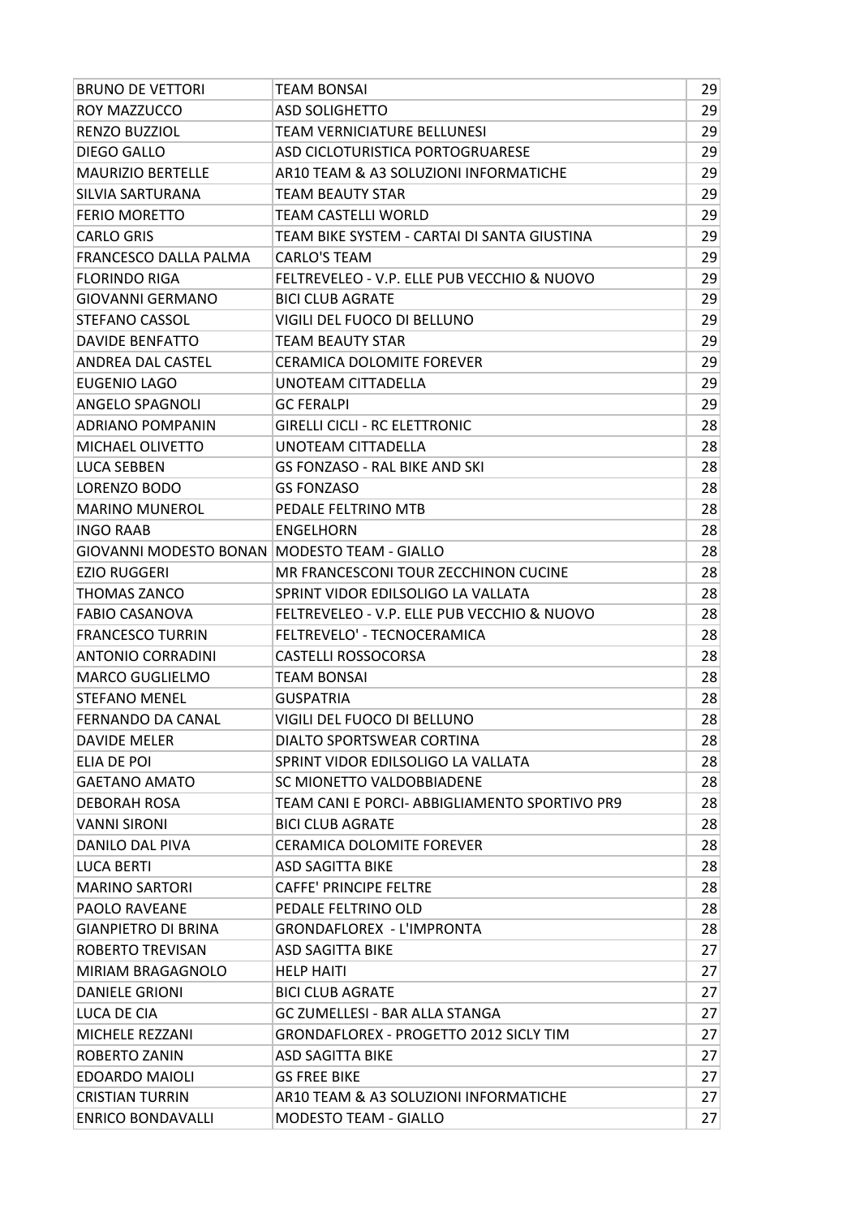| BRUNO DE VETTORI | TEAM BONSAI | 29 |
|---|---|---|
| ROY MAZZUCCO | ASD SOLIGHETTO | 29 |
| RENZO BUZZIOL | TEAM VERNICIATURE BELLUNESI | 29 |
| DIEGO GALLO | ASD CICLOTURISTICA PORTOGRUARESE | 29 |
| MAURIZIO BERTELLE | AR10 TEAM & A3 SOLUZIONI INFORMATICHE | 29 |
| SILVIA SARTURANA | TEAM BEAUTY STAR | 29 |
| FERIO MORETTO | TEAM CASTELLI WORLD | 29 |
| CARLO GRIS | TEAM BIKE SYSTEM - CARTAI DI SANTA GIUSTINA | 29 |
| FRANCESCO DALLA PALMA | CARLO'S TEAM | 29 |
| FLORINDO RIGA | FELTREVELEO - V.P. ELLE PUB VECCHIO & NUOVO | 29 |
| GIOVANNI GERMANO | BICI CLUB AGRATE | 29 |
| STEFANO CASSOL | VIGILI DEL FUOCO DI BELLUNO | 29 |
| DAVIDE BENFATTO | TEAM BEAUTY STAR | 29 |
| ANDREA DAL CASTEL | CERAMICA DOLOMITE FOREVER | 29 |
| EUGENIO LAGO | UNOTEAM CITTADELLA | 29 |
| ANGELO SPAGNOLI | GC FERALPI | 29 |
| ADRIANO POMPANIN | GIRELLI CICLI - RC ELETTRONIC | 28 |
| MICHAEL OLIVETTO | UNOTEAM CITTADELLA | 28 |
| LUCA SEBBEN | GS FONZASO - RAL BIKE AND SKI | 28 |
| LORENZO BODO | GS FONZASO | 28 |
| MARINO MUNEROL | PEDALE FELTRINO MTB | 28 |
| INGO RAAB | ENGELHORN | 28 |
| GIOVANNI MODESTO BONAN | MODESTO TEAM - GIALLO | 28 |
| EZIO RUGGERI | MR FRANCESCONI TOUR ZECCHINON CUCINE | 28 |
| THOMAS ZANCO | SPRINT VIDOR EDILSOLIGO LA VALLATA | 28 |
| FABIO CASANOVA | FELTREVELEO - V.P. ELLE PUB VECCHIO & NUOVO | 28 |
| FRANCESCO TURRIN | FELTREVELO' - TECNOCERAMICA | 28 |
| ANTONIO CORRADINI | CASTELLI ROSSOCORSA | 28 |
| MARCO GUGLIELMO | TEAM BONSAI | 28 |
| STEFANO MENEL | GUSPATRIA | 28 |
| FERNANDO DA CANAL | VIGILI DEL FUOCO DI BELLUNO | 28 |
| DAVIDE MELER | DIALTO SPORTSWEAR CORTINA | 28 |
| ELIA DE POI | SPRINT VIDOR EDILSOLIGO LA VALLATA | 28 |
| GAETANO AMATO | SC MIONETTO VALDOBBIADENE | 28 |
| DEBORAH ROSA | TEAM CANI E PORCI- ABBIGLIAMENTO SPORTIVO PR9 | 28 |
| VANNI SIRONI | BICI CLUB AGRATE | 28 |
| DANILO DAL PIVA | CERAMICA DOLOMITE FOREVER | 28 |
| LUCA BERTI | ASD SAGITTA BIKE | 28 |
| MARINO SARTORI | CAFFE' PRINCIPE FELTRE | 28 |
| PAOLO RAVEANE | PEDALE FELTRINO OLD | 28 |
| GIANPIETRO DI BRINA | GRONDAFLOREX - L'IMPRONTA | 28 |
| ROBERTO TREVISAN | ASD SAGITTA BIKE | 27 |
| MIRIAM BRAGAGNOLO | HELP HAITI | 27 |
| DANIELE GRIONI | BICI CLUB AGRATE | 27 |
| LUCA DE CIA | GC ZUMELLESI - BAR ALLA STANGA | 27 |
| MICHELE REZZANI | GRONDAFLOREX - PROGETTO 2012 SICLY TIM | 27 |
| ROBERTO ZANIN | ASD SAGITTA BIKE | 27 |
| EDOARDO MAIOLI | GS FREE BIKE | 27 |
| CRISTIAN TURRIN | AR10 TEAM & A3 SOLUZIONI INFORMATICHE | 27 |
| ENRICO BONDAVALLI | MODESTO TEAM - GIALLO | 27 |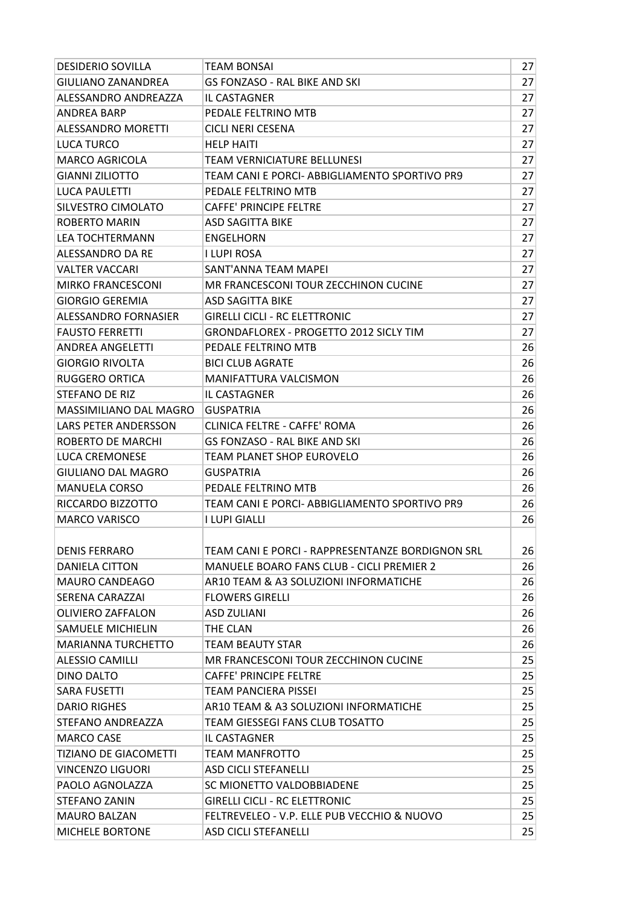| | | |
|---|---|---|
| DESIDERIO SOVILLA | TEAM BONSAI | 27 |
| GIULIANO ZANANDREA | GS FONZASO - RAL BIKE AND SKI | 27 |
| ALESSANDRO ANDREAZZA | IL CASTAGNER | 27 |
| ANDREA BARP | PEDALE FELTRINO MTB | 27 |
| ALESSANDRO MORETTI | CICLI NERI CESENA | 27 |
| LUCA TURCO | HELP HAITI | 27 |
| MARCO AGRICOLA | TEAM VERNICIATURE BELLUNESI | 27 |
| GIANNI ZILIOTTO | TEAM CANI E PORCI- ABBIGLIAMENTO SPORTIVO PR9 | 27 |
| LUCA PAULETTI | PEDALE FELTRINO MTB | 27 |
| SILVESTRO CIMOLATO | CAFFE' PRINCIPE FELTRE | 27 |
| ROBERTO MARIN | ASD SAGITTA BIKE | 27 |
| LEA TOCHTERMANN | ENGELHORN | 27 |
| ALESSANDRO DA RE | I LUPI ROSA | 27 |
| VALTER VACCARI | SANT'ANNA TEAM MAPEI | 27 |
| MIRKO FRANCESCONI | MR FRANCESCONI TOUR ZECCHINON CUCINE | 27 |
| GIORGIO GEREMIA | ASD SAGITTA BIKE | 27 |
| ALESSANDRO FORNASIER | GIRELLI CICLI - RC ELETTRONIC | 27 |
| FAUSTO FERRETTI | GRONDAFLOREX - PROGETTO 2012 SICLY TIM | 27 |
| ANDREA ANGELETTI | PEDALE FELTRINO MTB | 26 |
| GIORGIO RIVOLTA | BICI CLUB AGRATE | 26 |
| RUGGERO ORTICA | MANIFATTURA VALCISMON | 26 |
| STEFANO DE RIZ | IL CASTAGNER | 26 |
| MASSIMILIANO DAL MAGRO | GUSPATRIA | 26 |
| LARS PETER ANDERSSON | CLINICA FELTRE - CAFFE' ROMA | 26 |
| ROBERTO DE MARCHI | GS FONZASO - RAL BIKE AND SKI | 26 |
| LUCA CREMONESE | TEAM PLANET SHOP EUROVELO | 26 |
| GIULIANO DAL MAGRO | GUSPATRIA | 26 |
| MANUELA CORSO | PEDALE FELTRINO MTB | 26 |
| RICCARDO BIZZOTTO | TEAM CANI E PORCI- ABBIGLIAMENTO SPORTIVO PR9 | 26 |
| MARCO VARISCO | I LUPI GIALLI | 26 |
| DENIS FERRARO | TEAM CANI E PORCI - RAPPRESENTANZE BORDIGNON SRL | 26 |
| DANIELA CITTON | MANUELE BOARO FANS CLUB - CICLI PREMIER 2 | 26 |
| MAURO CANDEAGO | AR10 TEAM & A3 SOLUZIONI INFORMATICHE | 26 |
| SERENA CARAZZAI | FLOWERS GIRELLI | 26 |
| OLIVIERO ZAFFALON | ASD ZULIANI | 26 |
| SAMUELE MICHIELIN | THE CLAN | 26 |
| MARIANNA TURCHETTO | TEAM BEAUTY STAR | 26 |
| ALESSIO CAMILLI | MR FRANCESCONI TOUR ZECCHINON CUCINE | 25 |
| DINO DALTO | CAFFE' PRINCIPE FELTRE | 25 |
| SARA FUSETTI | TEAM PANCIERA PISSEI | 25 |
| DARIO RIGHES | AR10 TEAM & A3 SOLUZIONI INFORMATICHE | 25 |
| STEFANO ANDREAZZA | TEAM GIESSEGI FANS CLUB TOSATTO | 25 |
| MARCO CASE | IL CASTAGNER | 25 |
| TIZIANO DE GIACOMETTI | TEAM MANFROTTO | 25 |
| VINCENZO LIGUORI | ASD CICLI STEFANELLI | 25 |
| PAOLO AGNOLAZZA | SC MIONETTO VALDOBBIADENE | 25 |
| STEFANO ZANIN | GIRELLI CICLI - RC ELETTRONIC | 25 |
| MAURO BALZAN | FELTREVELEO - V.P. ELLE PUB VECCHIO & NUOVO | 25 |
| MICHELE BORTONE | ASD CICLI STEFANELLI | 25 |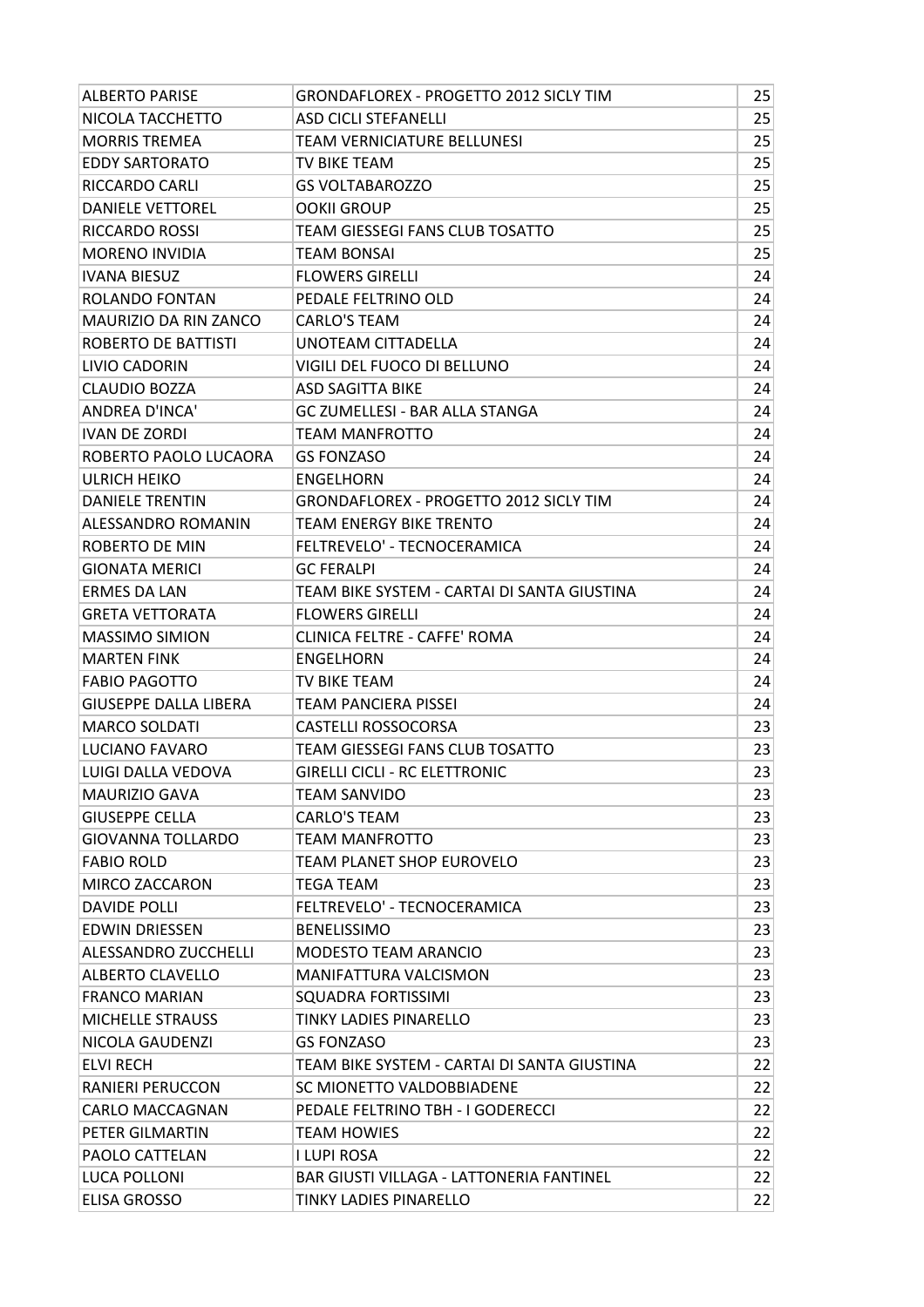| ALBERTO PARISE | GRONDAFLOREX - PROGETTO 2012 SICLY TIM | 25 |
|---|---|---|
| NICOLA TACCHETTO | ASD CICLI STEFANELLI | 25 |
| MORRIS TREMEA | TEAM VERNICIATURE BELLUNESI | 25 |
| EDDY SARTORATO | TV BIKE TEAM | 25 |
| RICCARDO CARLI | GS VOLTABAROZZO | 25 |
| DANIELE VETTOREL | OOKII GROUP | 25 |
| RICCARDO ROSSI | TEAM GIESSEGI FANS CLUB TOSATTO | 25 |
| MORENO INVIDIA | TEAM BONSAI | 25 |
| IVANA BIESUZ | FLOWERS GIRELLI | 24 |
| ROLANDO FONTAN | PEDALE FELTRINO OLD | 24 |
| MAURIZIO DA RIN ZANCO | CARLO'S TEAM | 24 |
| ROBERTO DE BATTISTI | UNOTEAM CITTADELLA | 24 |
| LIVIO CADORIN | VIGILI DEL FUOCO DI BELLUNO | 24 |
| CLAUDIO BOZZA | ASD SAGITTA BIKE | 24 |
| ANDREA D'INCA' | GC ZUMELLESI - BAR ALLA STANGA | 24 |
| IVAN DE ZORDI | TEAM MANFROTTO | 24 |
| ROBERTO PAOLO LUCAORA | GS FONZASO | 24 |
| ULRICH HEIKO | ENGELHORN | 24 |
| DANIELE TRENTIN | GRONDAFLOREX - PROGETTO 2012 SICLY TIM | 24 |
| ALESSANDRO ROMANIN | TEAM ENERGY BIKE TRENTO | 24 |
| ROBERTO DE MIN | FELTREVELO' - TECNOCERAMICA | 24 |
| GIONATA MERICI | GC FERALPI | 24 |
| ERMES DA LAN | TEAM BIKE SYSTEM - CARTAI DI SANTA GIUSTINA | 24 |
| GRETA VETTORATA | FLOWERS GIRELLI | 24 |
| MASSIMO SIMION | CLINICA FELTRE - CAFFE' ROMA | 24 |
| MARTEN FINK | ENGELHORN | 24 |
| FABIO PAGOTTO | TV BIKE TEAM | 24 |
| GIUSEPPE DALLA LIBERA | TEAM PANCIERA PISSEI | 24 |
| MARCO SOLDATI | CASTELLI ROSSOCORSA | 23 |
| LUCIANO FAVARO | TEAM GIESSEGI FANS CLUB TOSATTO | 23 |
| LUIGI DALLA VEDOVA | GIRELLI CICLI - RC ELETTRONIC | 23 |
| MAURIZIO GAVA | TEAM SANVIDO | 23 |
| GIUSEPPE CELLA | CARLO'S TEAM | 23 |
| GIOVANNA TOLLARDO | TEAM MANFROTTO | 23 |
| FABIO ROLD | TEAM PLANET SHOP EUROVELO | 23 |
| MIRCO ZACCARON | TEGA TEAM | 23 |
| DAVIDE POLLI | FELTREVELO' - TECNOCERAMICA | 23 |
| EDWIN DRIESSEN | BENELISSIMO | 23 |
| ALESSANDRO ZUCCHELLI | MODESTO TEAM ARANCIO | 23 |
| ALBERTO CLAVELLO | MANIFATTURA VALCISMON | 23 |
| FRANCO MARIAN | SQUADRA FORTISSIMI | 23 |
| MICHELLE STRAUSS | TINKY LADIES PINARELLO | 23 |
| NICOLA GAUDENZI | GS FONZASO | 23 |
| ELVI RECH | TEAM BIKE SYSTEM - CARTAI DI SANTA GIUSTINA | 22 |
| RANIERI PERUCCON | SC MIONETTO VALDOBBIADENE | 22 |
| CARLO MACCAGNAN | PEDALE FELTRINO TBH - I GODERECCI | 22 |
| PETER GILMARTIN | TEAM HOWIES | 22 |
| PAOLO CATTELAN | I LUPI ROSA | 22 |
| LUCA POLLONI | BAR GIUSTI VILLAGA - LATTONERIA FANTINEL | 22 |
| ELISA GROSSO | TINKY LADIES PINARELLO | 22 |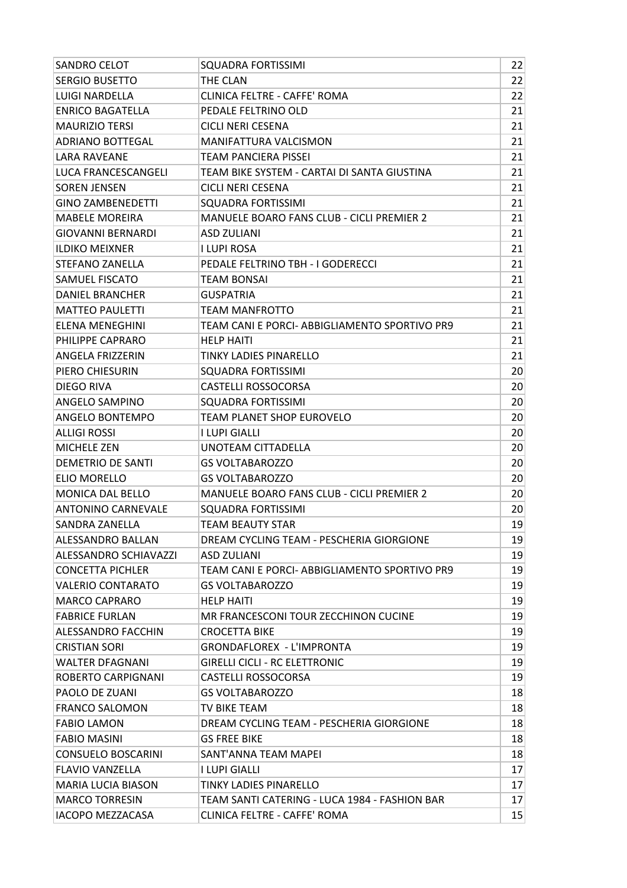| | | |
|---|---|---|
| SANDRO CELOT | SQUADRA FORTISSIMI | 22 |
| SERGIO BUSETTO | THE CLAN | 22 |
| LUIGI NARDELLA | CLINICA FELTRE - CAFFE' ROMA | 22 |
| ENRICO BAGATELLA | PEDALE FELTRINO OLD | 21 |
| MAURIZIO TERSI | CICLI NERI CESENA | 21 |
| ADRIANO BOTTEGAL | MANIFATTURA VALCISMON | 21 |
| LARA RAVEANE | TEAM PANCIERA PISSEI | 21 |
| LUCA FRANCESCANGELI | TEAM BIKE SYSTEM - CARTAI DI SANTA GIUSTINA | 21 |
| SOREN JENSEN | CICLI NERI CESENA | 21 |
| GINO ZAMBENEDETTI | SQUADRA FORTISSIMI | 21 |
| MABELE MOREIRA | MANUELE BOARO FANS CLUB - CICLI PREMIER 2 | 21 |
| GIOVANNI BERNARDI | ASD ZULIANI | 21 |
| ILDIKO MEIXNER | I LUPI ROSA | 21 |
| STEFANO ZANELLA | PEDALE FELTRINO TBH - I GODERECCI | 21 |
| SAMUEL FISCATO | TEAM BONSAI | 21 |
| DANIEL BRANCHER | GUSPATRIA | 21 |
| MATTEO PAULETTI | TEAM MANFROTTO | 21 |
| ELENA MENEGHINI | TEAM CANI E PORCI- ABBIGLIAMENTO SPORTIVO PR9 | 21 |
| PHILIPPE CAPRARO | HELP HAITI | 21 |
| ANGELA FRIZZERIN | TINKY LADIES PINARELLO | 21 |
| PIERO CHIESURIN | SQUADRA FORTISSIMI | 20 |
| DIEGO RIVA | CASTELLI ROSSOCORSA | 20 |
| ANGELO SAMPINO | SQUADRA FORTISSIMI | 20 |
| ANGELO BONTEMPO | TEAM PLANET SHOP EUROVELO | 20 |
| ALLIGI ROSSI | I LUPI GIALLI | 20 |
| MICHELE ZEN | UNOTEAM CITTADELLA | 20 |
| DEMETRIO DE SANTI | GS VOLTABAROZZO | 20 |
| ELIO MORELLO | GS VOLTABAROZZO | 20 |
| MONICA DAL BELLO | MANUELE BOARO FANS CLUB - CICLI PREMIER 2 | 20 |
| ANTONINO CARNEVALE | SQUADRA FORTISSIMI | 20 |
| SANDRA ZANELLA | TEAM BEAUTY STAR | 19 |
| ALESSANDRO BALLAN | DREAM CYCLING TEAM - PESCHERIA GIORGIONE | 19 |
| ALESSANDRO SCHIAVAZZI | ASD ZULIANI | 19 |
| CONCETTA PICHLER | TEAM CANI E PORCI- ABBIGLIAMENTO SPORTIVO PR9 | 19 |
| VALERIO CONTARATO | GS VOLTABAROZZO | 19 |
| MARCO CAPRARO | HELP HAITI | 19 |
| FABRICE FURLAN | MR FRANCESCONI TOUR ZECCHINON CUCINE | 19 |
| ALESSANDRO FACCHIN | CROCETTA BIKE | 19 |
| CRISTIAN SORI | GRONDAFLOREX - L'IMPRONTA | 19 |
| WALTER DFAGNANI | GIRELLI CICLI - RC ELETTRONIC | 19 |
| ROBERTO CARPIGNANI | CASTELLI ROSSOCORSA | 19 |
| PAOLO DE ZUANI | GS VOLTABAROZZO | 18 |
| FRANCO SALOMON | TV BIKE TEAM | 18 |
| FABIO LAMON | DREAM CYCLING TEAM - PESCHERIA GIORGIONE | 18 |
| FABIO MASINI | GS FREE BIKE | 18 |
| CONSUELO BOSCARINI | SANT'ANNA TEAM MAPEI | 18 |
| FLAVIO VANZELLA | I LUPI GIALLI | 17 |
| MARIA LUCIA BIASON | TINKY LADIES PINARELLO | 17 |
| MARCO TORRESIN | TEAM SANTI CATERING - LUCA 1984 - FASHION BAR | 17 |
| IACOPO MEZZACASA | CLINICA FELTRE - CAFFE' ROMA | 15 |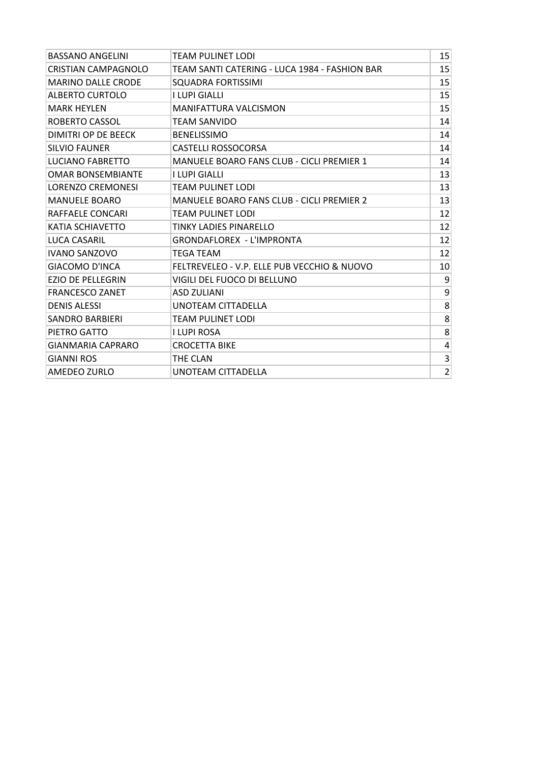| | | |
|---|---|---|
| BASSANO ANGELINI | TEAM PULINET LODI | 15 |
| CRISTIAN CAMPAGNOLO | TEAM SANTI CATERING - LUCA 1984 - FASHION BAR | 15 |
| MARINO DALLE CRODE | SQUADRA FORTISSIMI | 15 |
| ALBERTO CURTOLO | I LUPI GIALLI | 15 |
| MARK HEYLEN | MANIFATTURA VALCISMON | 15 |
| ROBERTO CASSOL | TEAM SANVIDO | 14 |
| DIMITRI OP DE BEECK | BENELISSIMO | 14 |
| SILVIO FAUNER | CASTELLI ROSSOCORSA | 14 |
| LUCIANO FABRETTO | MANUELE BOARO FANS CLUB - CICLI PREMIER 1 | 14 |
| OMAR BONSEMBIANTE | I LUPI GIALLI | 13 |
| LORENZO CREMONESI | TEAM PULINET LODI | 13 |
| MANUELE BOARO | MANUELE BOARO FANS CLUB - CICLI PREMIER 2 | 13 |
| RAFFAELE CONCARI | TEAM PULINET LODI | 12 |
| KATIA SCHIAVETTO | TINKY LADIES PINARELLO | 12 |
| LUCA CASARIL | GRONDAFLOREX - L'IMPRONTA | 12 |
| IVANO SANZOVO | TEGA TEAM | 12 |
| GIACOMO D'INCA | FELTREVELEO - V.P. ELLE PUB VECCHIO & NUOVO | 10 |
| EZIO DE PELLEGRIN | VIGILI DEL FUOCO DI BELLUNO | 9 |
| FRANCESCO ZANET | ASD ZULIANI | 9 |
| DENIS ALESSI | UNOTEAM CITTADELLA | 8 |
| SANDRO BARBIERI | TEAM PULINET LODI | 8 |
| PIETRO GATTO | I LUPI ROSA | 8 |
| GIANMARIA CAPRARO | CROCETTA BIKE | 4 |
| GIANNI ROS | THE CLAN | 3 |
| AMEDEO ZURLO | UNOTEAM CITTADELLA | 2 |